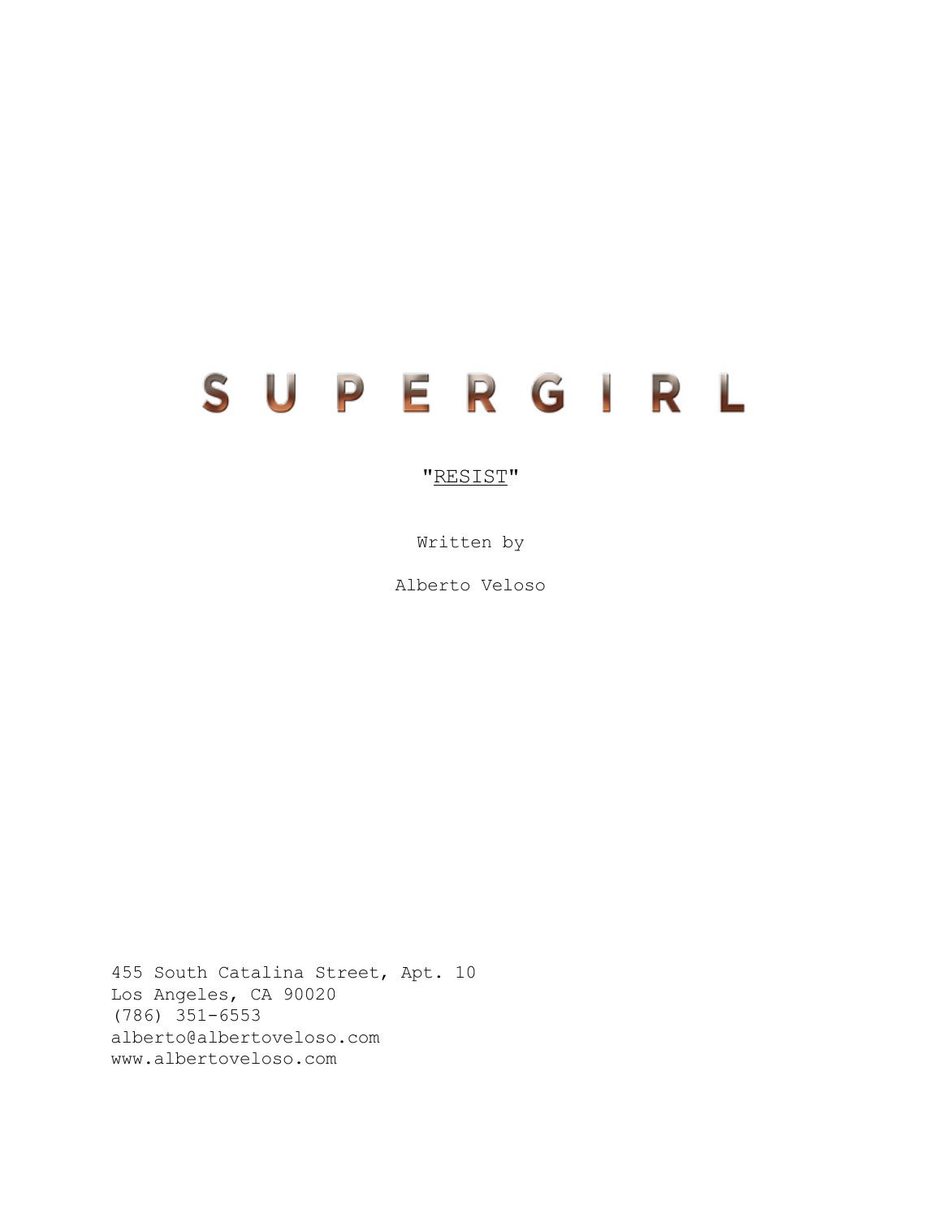# S U P E R G I R L

"RESIST"

Written by

Alberto Veloso

455 South Catalina Street, Apt. 10
Los Angeles, CA 90020
(786) 351-6553
alberto@albertoveloso.com
www.albertoveloso.com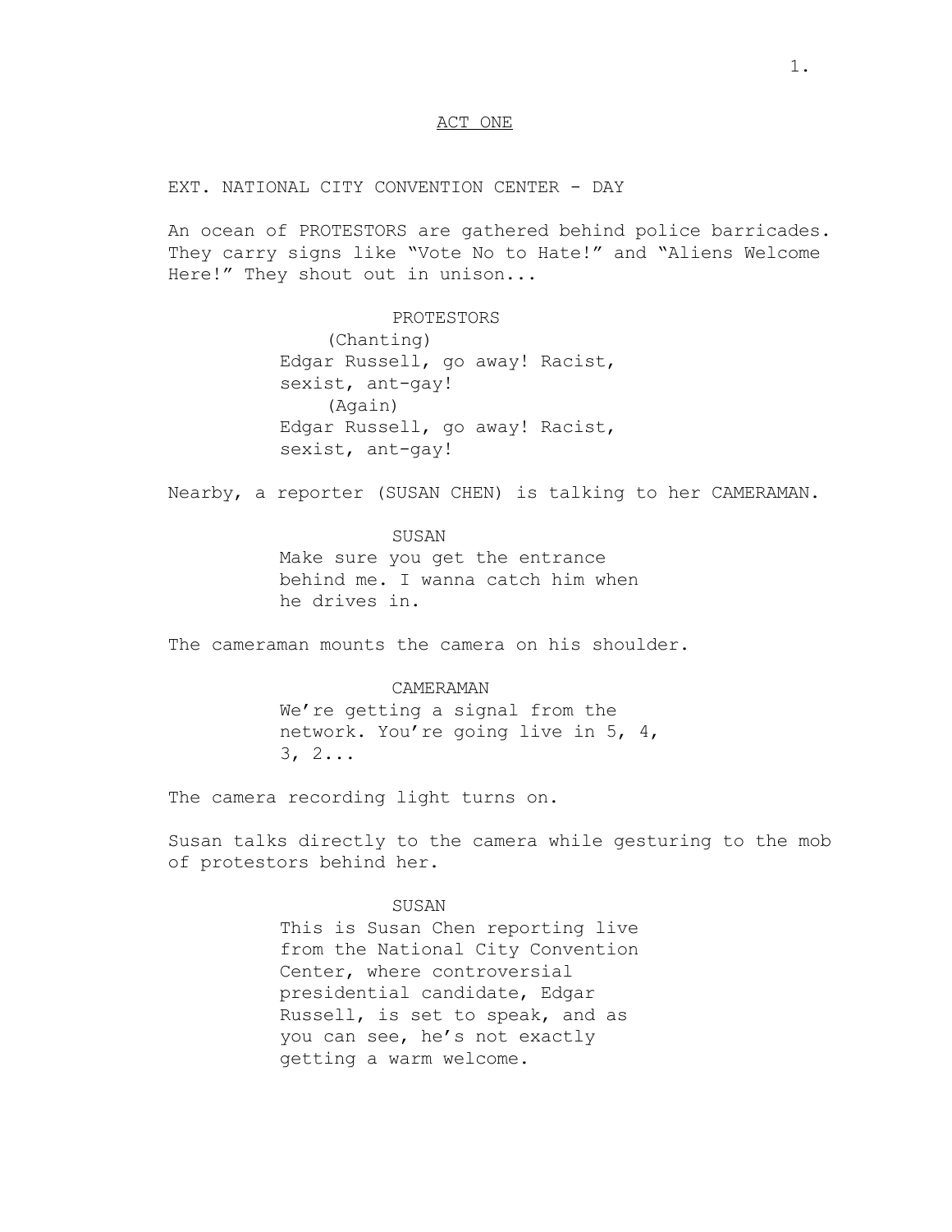ACT ONE

EXT. NATIONAL CITY CONVENTION CENTER - DAY

An ocean of PROTESTORS are gathered behind police barricades. They carry signs like "Vote No to Hate!" and "Aliens Welcome Here!" They shout out in unison...

PROTESTORS
(Chanting)
Edgar Russell, go away! Racist, sexist, ant-gay!
(Again)
Edgar Russell, go away! Racist, sexist, ant-gay!

Nearby, a reporter (SUSAN CHEN) is talking to her CAMERAMAN.

SUSAN
Make sure you get the entrance behind me. I wanna catch him when he drives in.

The cameraman mounts the camera on his shoulder.

CAMERAMAN
We're getting a signal from the network. You're going live in 5, 4, 3, 2...

The camera recording light turns on.

Susan talks directly to the camera while gesturing to the mob of protestors behind her.

SUSAN
This is Susan Chen reporting live from the National City Convention Center, where controversial presidential candidate, Edgar Russell, is set to speak, and as you can see, he's not exactly getting a warm welcome.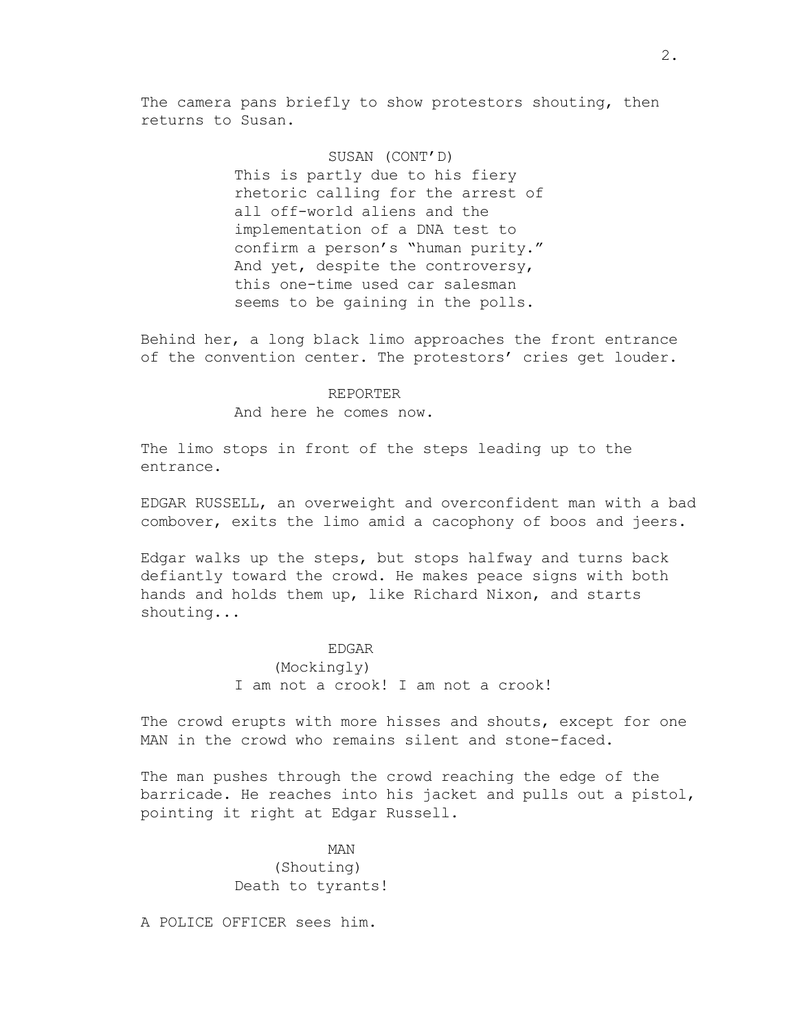The camera pans briefly to show protestors shouting, then returns to Susan.

SUSAN (CONT'D)
This is partly due to his fiery rhetoric calling for the arrest of all off-world aliens and the implementation of a DNA test to confirm a person's "human purity." And yet, despite the controversy, this one-time used car salesman seems to be gaining in the polls.

Behind her, a long black limo approaches the front entrance of the convention center. The protestors' cries get louder.

REPORTER
And here he comes now.

The limo stops in front of the steps leading up to the entrance.

EDGAR RUSSELL, an overweight and overconfident man with a bad combover, exits the limo amid a cacophony of boos and jeers.

Edgar walks up the steps, but stops halfway and turns back defiantly toward the crowd. He makes peace signs with both hands and holds them up, like Richard Nixon, and starts shouting...

EDGAR
(Mockingly)
I am not a crook! I am not a crook!

The crowd erupts with more hisses and shouts, except for one MAN in the crowd who remains silent and stone-faced.

The man pushes through the crowd reaching the edge of the barricade. He reaches into his jacket and pulls out a pistol, pointing it right at Edgar Russell.

MAN
(Shouting)
Death to tyrants!

A POLICE OFFICER sees him.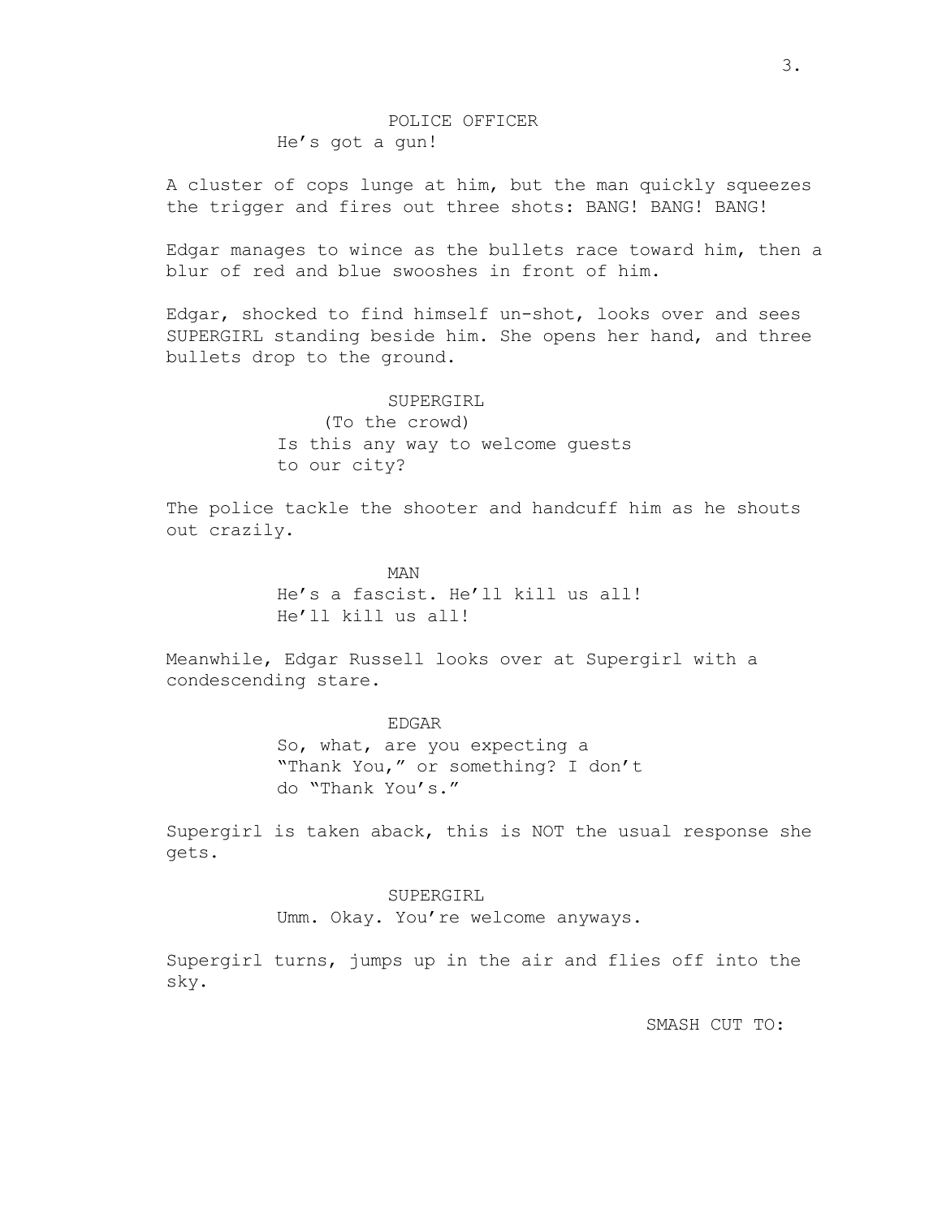POLICE OFFICER
He's got a gun!

A cluster of cops lunge at him, but the man quickly squeezes the trigger and fires out three shots: BANG! BANG! BANG!

Edgar manages to wince as the bullets race toward him, then a blur of red and blue swooshes in front of him.

Edgar, shocked to find himself un-shot, looks over and sees SUPERGIRL standing beside him. She opens her hand, and three bullets drop to the ground.

SUPERGIRL
(To the crowd)
Is this any way to welcome guests to our city?

The police tackle the shooter and handcuff him as he shouts out crazily.

MAN
He's a fascist. He'll kill us all! He'll kill us all!

Meanwhile, Edgar Russell looks over at Supergirl with a condescending stare.

EDGAR
So, what, are you expecting a "Thank You," or something? I don't do "Thank You's."

Supergirl is taken aback, this is NOT the usual response she gets.

SUPERGIRL
Umm. Okay. You're welcome anyways.

Supergirl turns, jumps up in the air and flies off into the sky.

SMASH CUT TO: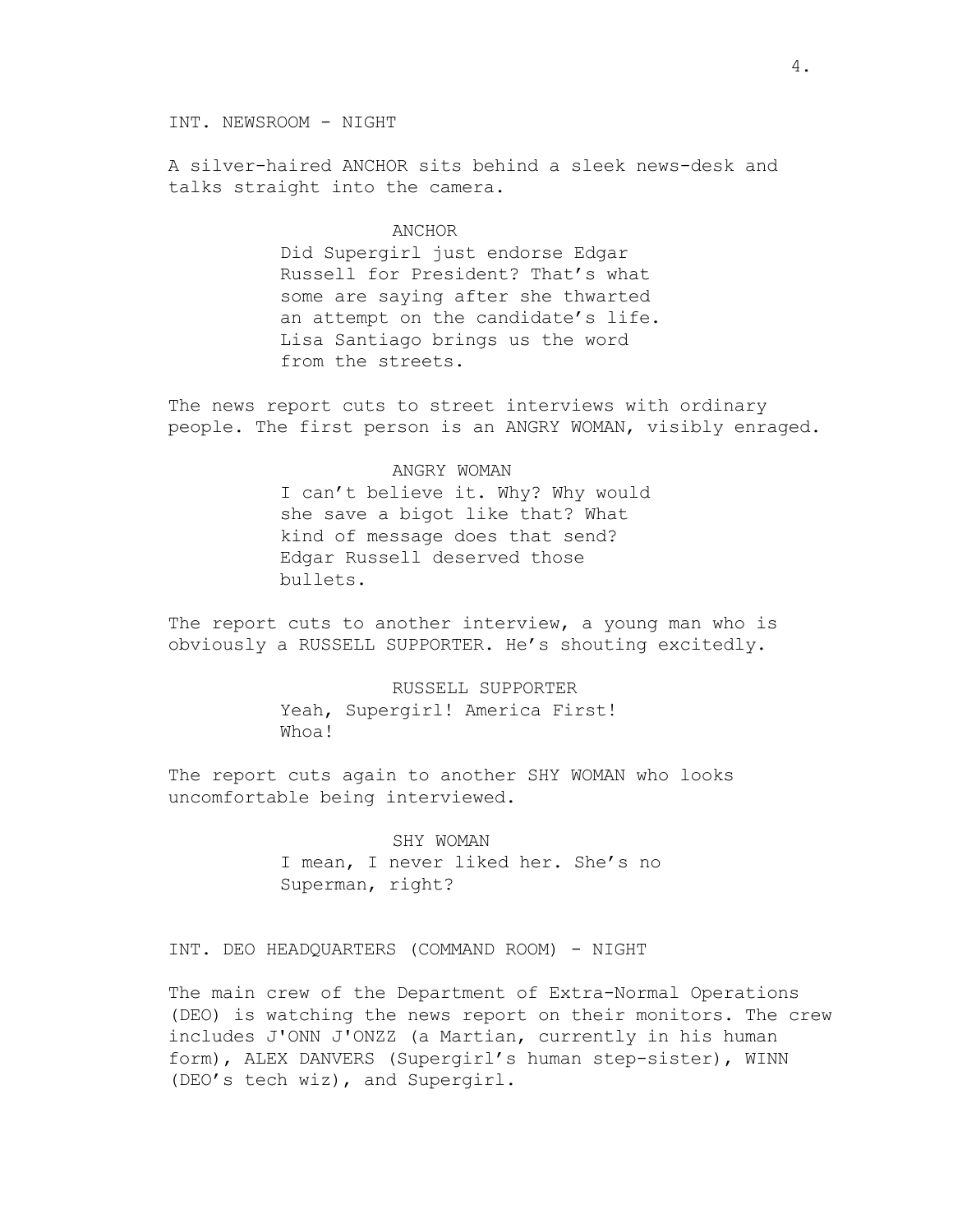INT. NEWSROOM - NIGHT

A silver-haired ANCHOR sits behind a sleek news-desk and talks straight into the camera.

ANCHOR
Did Supergirl just endorse Edgar Russell for President? That's what some are saying after she thwarted an attempt on the candidate's life. Lisa Santiago brings us the word from the streets.

The news report cuts to street interviews with ordinary people. The first person is an ANGRY WOMAN, visibly enraged.

ANGRY WOMAN
I can't believe it. Why? Why would she save a bigot like that? What kind of message does that send? Edgar Russell deserved those bullets.

The report cuts to another interview, a young man who is obviously a RUSSELL SUPPORTER. He's shouting excitedly.

RUSSELL SUPPORTER
Yeah, Supergirl! America First! Whoa!

The report cuts again to another SHY WOMAN who looks uncomfortable being interviewed.

SHY WOMAN
I mean, I never liked her. She's no Superman, right?

INT. DEO HEADQUARTERS (COMMAND ROOM) - NIGHT

The main crew of the Department of Extra-Normal Operations (DEO) is watching the news report on their monitors. The crew includes J'ONN J'ONZZ (a Martian, currently in his human form), ALEX DANVERS (Supergirl's human step-sister), WINN (DEO's tech wiz), and Supergirl.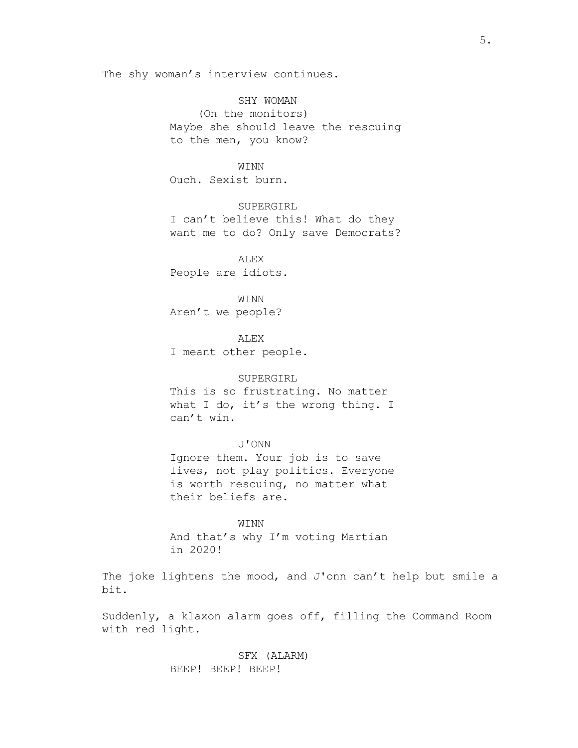The shy woman's interview continues.

SHY WOMAN
(On the monitors)
Maybe she should leave the rescuing to the men, you know?

WINN
Ouch. Sexist burn.

SUPERGIRL
I can't believe this! What do they want me to do? Only save Democrats?

ALEX
People are idiots.

WINN
Aren't we people?

ALEX
I meant other people.

SUPERGIRL
This is so frustrating. No matter what I do, it's the wrong thing. I can't win.

J'ONN
Ignore them. Your job is to save lives, not play politics. Everyone is worth rescuing, no matter what their beliefs are.

WINN
And that's why I'm voting Martian in 2020!

The joke lightens the mood, and J'onn can't help but smile a bit.

Suddenly, a klaxon alarm goes off, filling the Command Room with red light.

SFX (ALARM)
BEEP! BEEP! BEEP!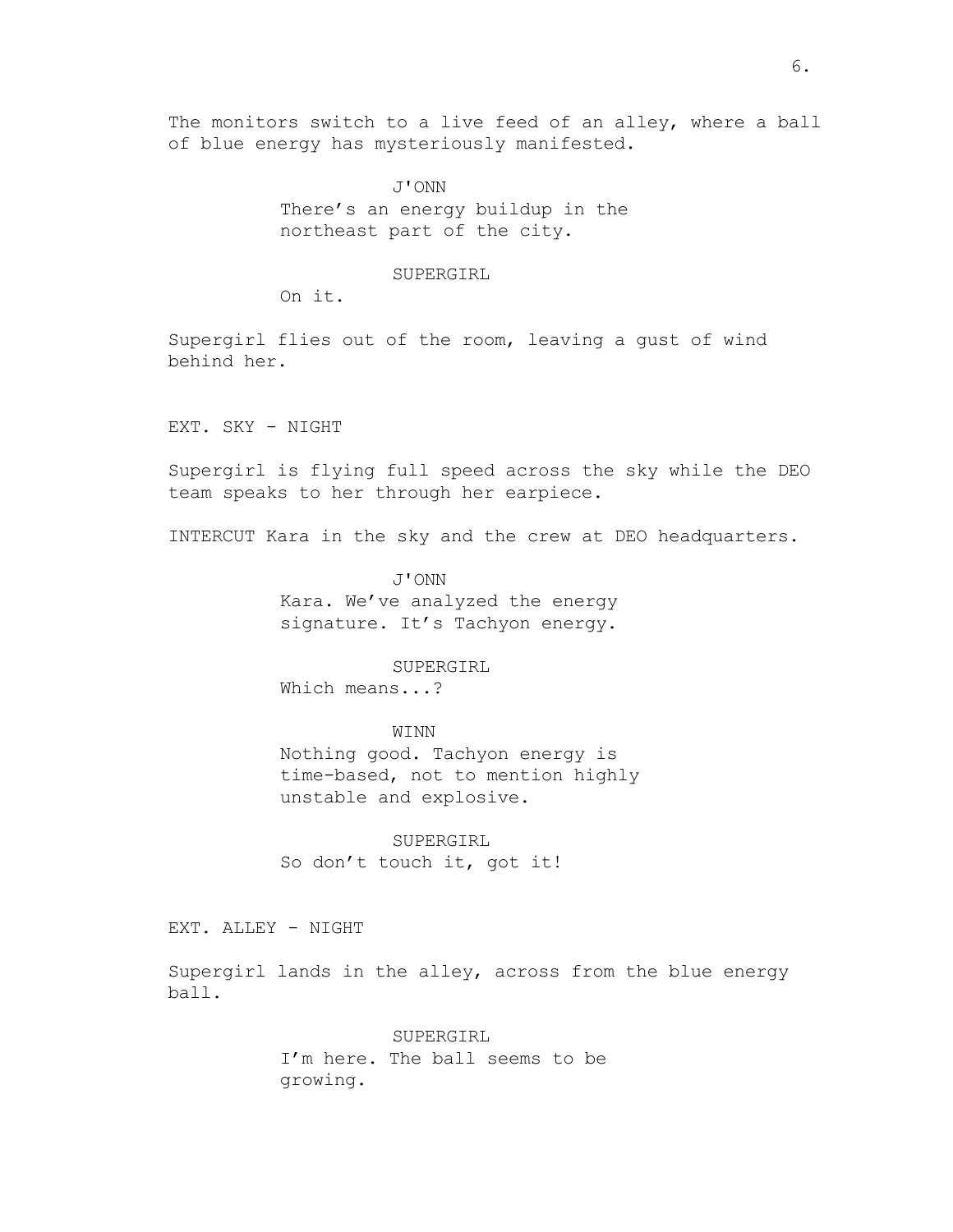The monitors switch to a live feed of an alley, where a ball of blue energy has mysteriously manifested.

J'ONN
There's an energy buildup in the northeast part of the city.

SUPERGIRL
On it.

Supergirl flies out of the room, leaving a gust of wind behind her.

EXT. SKY - NIGHT

Supergirl is flying full speed across the sky while the DEO team speaks to her through her earpiece.

INTERCUT Kara in the sky and the crew at DEO headquarters.

J'ONN
Kara. We've analyzed the energy signature. It's Tachyon energy.

SUPERGIRL
Which means...?

WINN
Nothing good. Tachyon energy is time-based, not to mention highly unstable and explosive.

SUPERGIRL
So don't touch it, got it!

EXT. ALLEY - NIGHT

Supergirl lands in the alley, across from the blue energy ball.

SUPERGIRL
I'm here. The ball seems to be growing.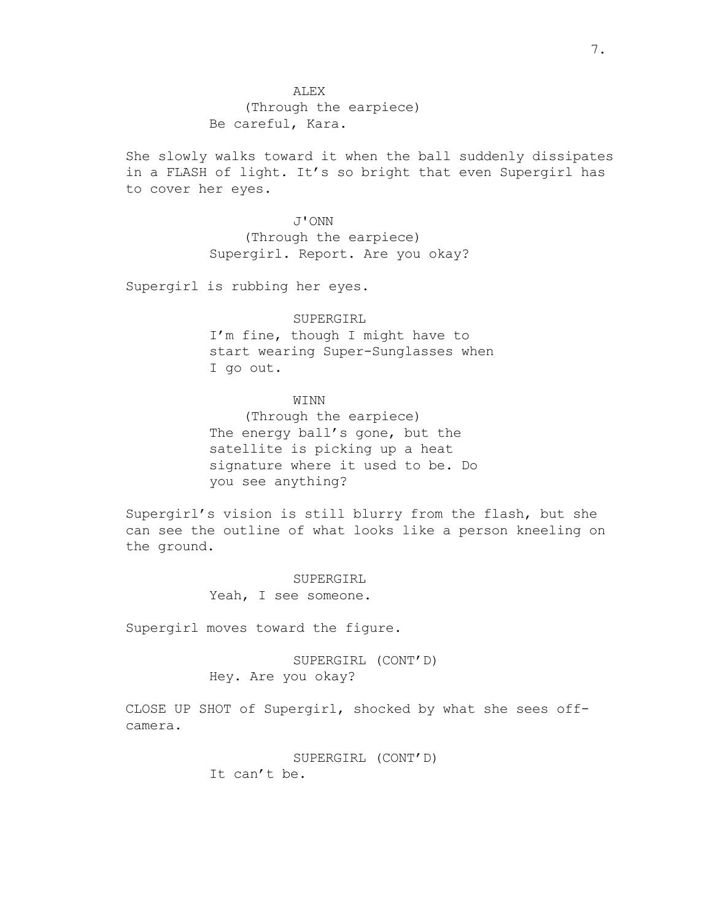ALEX
(Through the earpiece)
Be careful, Kara.

She slowly walks toward it when the ball suddenly dissipates in a FLASH of light. It's so bright that even Supergirl has to cover her eyes.

J'ONN
(Through the earpiece)
Supergirl. Report. Are you okay?

Supergirl is rubbing her eyes.

SUPERGIRL
I'm fine, though I might have to start wearing Super-Sunglasses when I go out.

WINN
(Through the earpiece)
The energy ball's gone, but the satellite is picking up a heat signature where it used to be. Do you see anything?

Supergirl's vision is still blurry from the flash, but she can see the outline of what looks like a person kneeling on the ground.

SUPERGIRL
Yeah, I see someone.

Supergirl moves toward the figure.

SUPERGIRL (CONT'D)
Hey. Are you okay?

CLOSE UP SHOT of Supergirl, shocked by what she sees off-camera.

SUPERGIRL (CONT'D)
It can't be.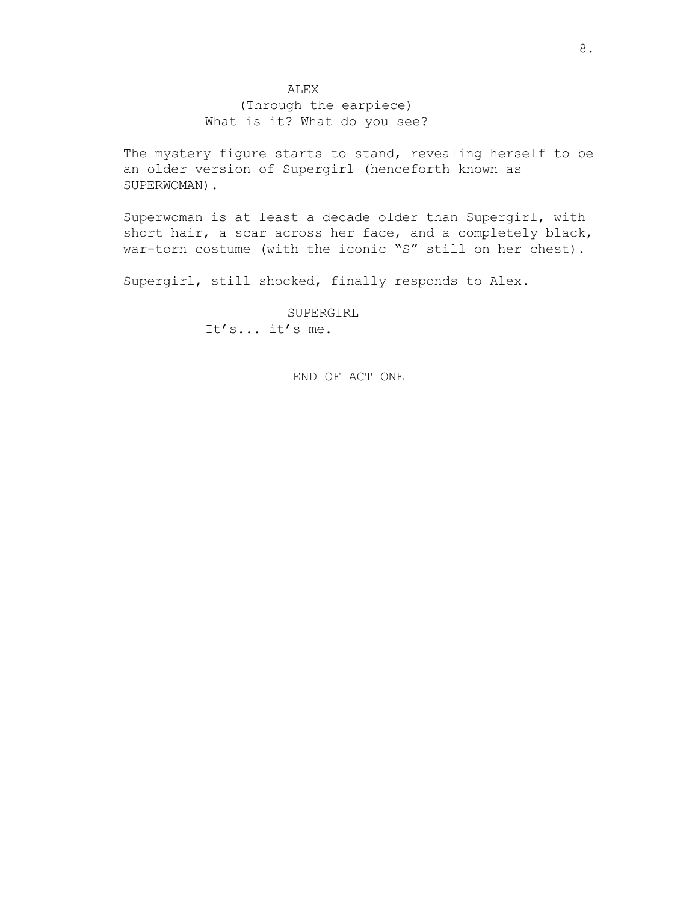ALEX
(Through the earpiece)
What is it? What do you see?

The mystery figure starts to stand, revealing herself to be an older version of Supergirl (henceforth known as SUPERWOMAN).

Superwoman is at least a decade older than Supergirl, with short hair, a scar across her face, and a completely black, war-torn costume (with the iconic "S" still on her chest).

Supergirl, still shocked, finally responds to Alex.

SUPERGIRL
It's... it's me.

<u>END OF ACT ONE</u>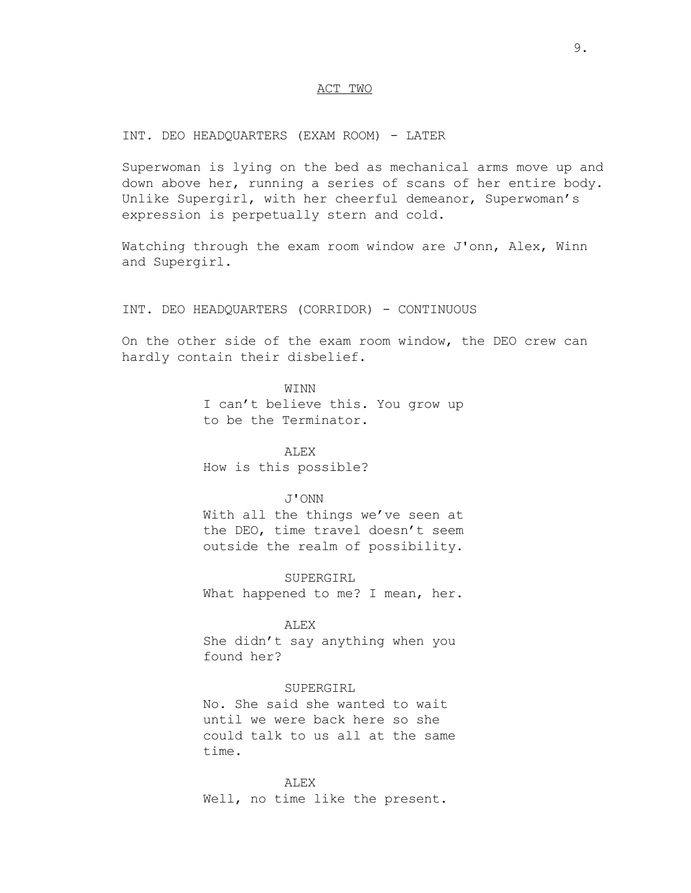ACT TWO

INT. DEO HEADQUARTERS (EXAM ROOM) - LATER

Superwoman is lying on the bed as mechanical arms move up and down above her, running a series of scans of her entire body. Unlike Supergirl, with her cheerful demeanor, Superwoman's expression is perpetually stern and cold.

Watching through the exam room window are J'onn, Alex, Winn and Supergirl.

INT. DEO HEADQUARTERS (CORRIDOR) - CONTINUOUS

On the other side of the exam room window, the DEO crew can hardly contain their disbelief.

WINN
I can't believe this. You grow up to be the Terminator.

ALEX
How is this possible?

J'ONN
With all the things we've seen at the DEO, time travel doesn't seem outside the realm of possibility.

SUPERGIRL
What happened to me? I mean, her.

ALEX
She didn't say anything when you found her?

SUPERGIRL
No. She said she wanted to wait until we were back here so she could talk to us all at the same time.

ALEX
Well, no time like the present.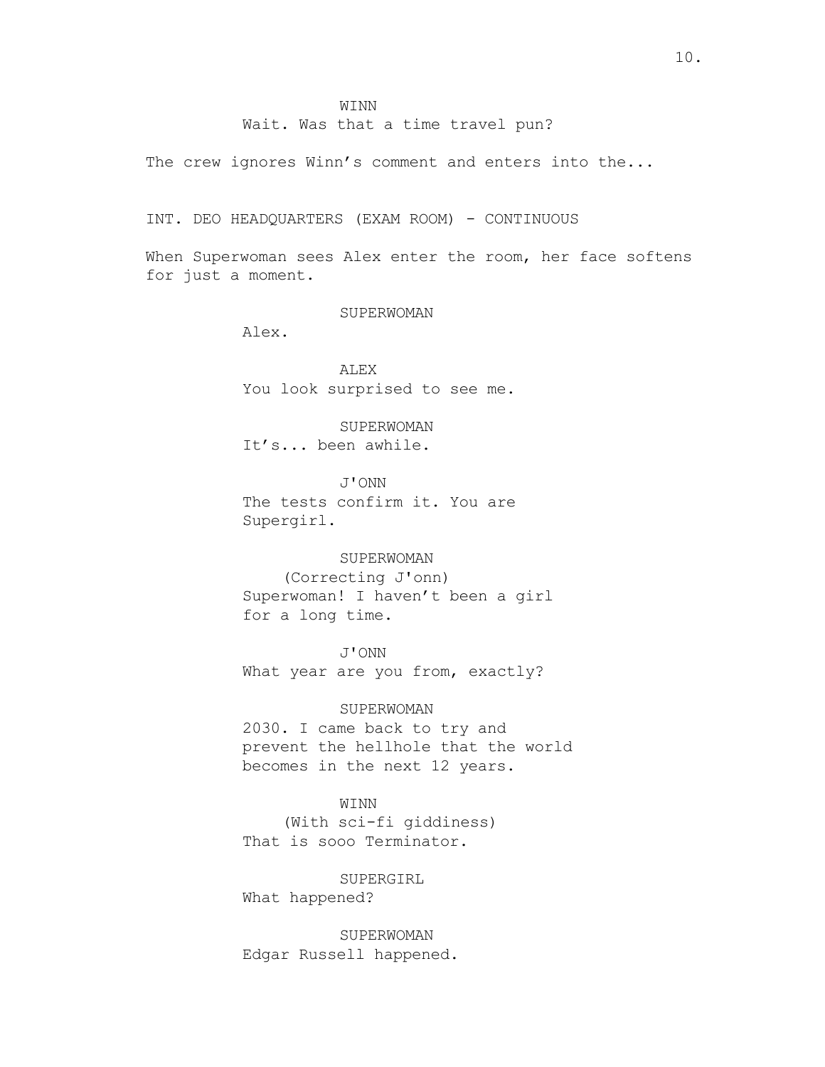WINN

Wait. Was that a time travel pun?

The crew ignores Winn's comment and enters into the...

INT. DEO HEADQUARTERS (EXAM ROOM) - CONTINUOUS

When Superwoman sees Alex enter the room, her face softens for just a moment.

SUPERWOMAN

Alex.

ALEX

You look surprised to see me.

SUPERWOMAN

It's... been awhile.

J'ONN

The tests confirm it. You are Supergirl.

SUPERWOMAN

(Correcting J'onn)

Superwoman! I haven't been a girl for a long time.

J'ONN

What year are you from, exactly?

SUPERWOMAN

2030. I came back to try and prevent the hellhole that the world becomes in the next 12 years.

WINN

(With sci-fi giddiness)

That is sooo Terminator.

SUPERGIRL

What happened?

SUPERWOMAN

Edgar Russell happened.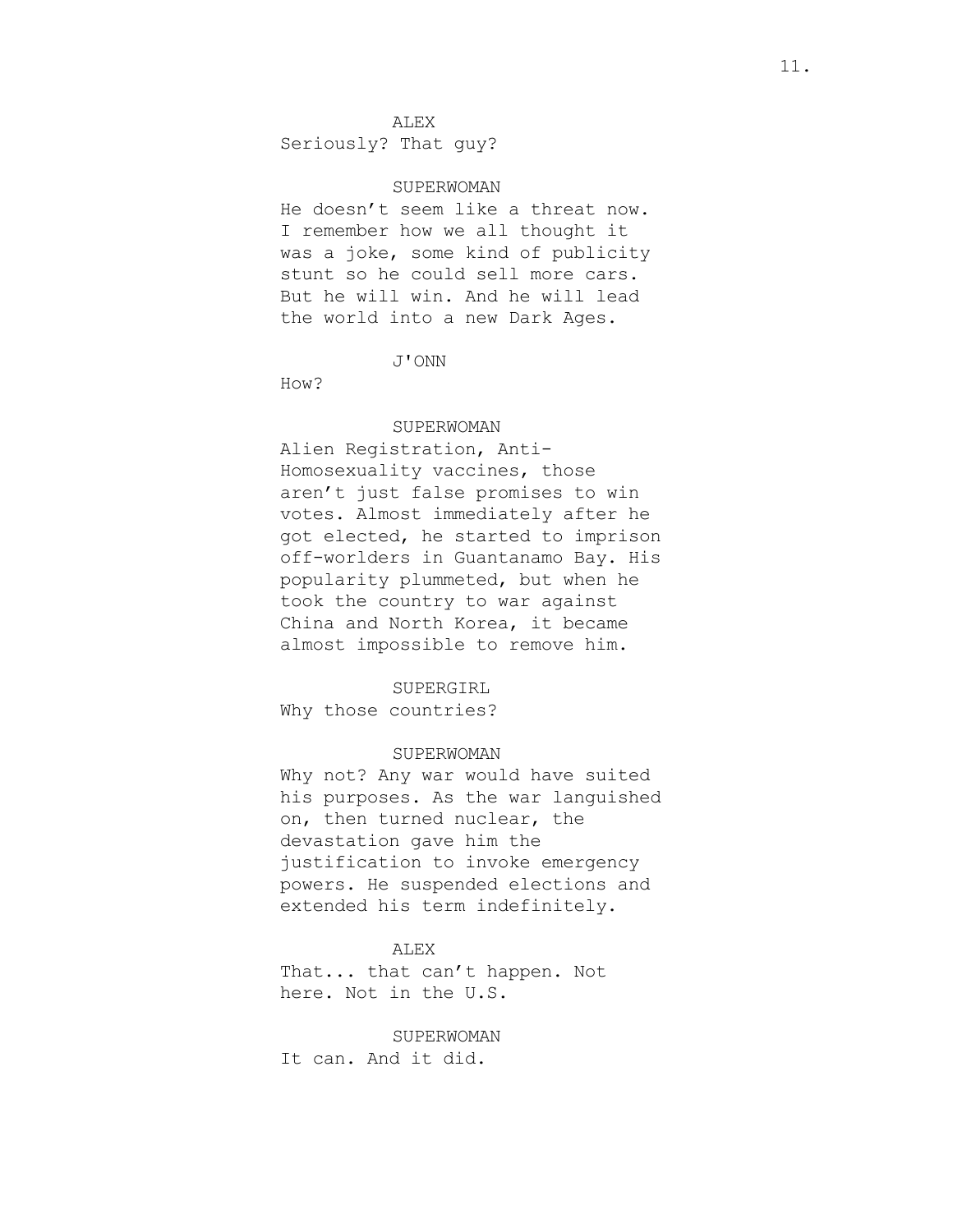ALEX

Seriously? That guy?

SUPERWOMAN

He doesn't seem like a threat now. I remember how we all thought it was a joke, some kind of publicity stunt so he could sell more cars. But he will win. And he will lead the world into a new Dark Ages.

J'ONN

How?

SUPERWOMAN

Alien Registration, Anti-Homosexuality vaccines, those aren't just false promises to win votes. Almost immediately after he got elected, he started to imprison off-worlders in Guantanamo Bay. His popularity plummeted, but when he took the country to war against China and North Korea, it became almost impossible to remove him.

SUPERGIRL

Why those countries?

SUPERWOMAN

Why not? Any war would have suited his purposes. As the war languished on, then turned nuclear, the devastation gave him the justification to invoke emergency powers. He suspended elections and extended his term indefinitely.

ALEX

That... that can't happen. Not here. Not in the U.S.

SUPERWOMAN

It can. And it did.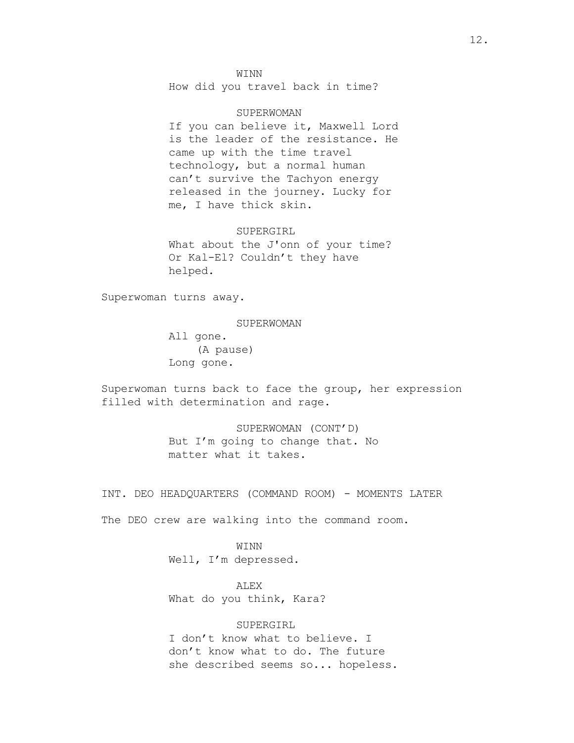WINN

How did you travel back in time?

SUPERWOMAN

If you can believe it, Maxwell Lord is the leader of the resistance. He came up with the time travel technology, but a normal human can't survive the Tachyon energy released in the journey. Lucky for me, I have thick skin.

SUPERGIRL

What about the J'onn of your time? Or Kal-El? Couldn't they have helped.

Superwoman turns away.

SUPERWOMAN

All gone.

(A pause)

Long gone.

Superwoman turns back to face the group, her expression filled with determination and rage.

SUPERWOMAN (CONT'D)

But I'm going to change that. No matter what it takes.

INT. DEO HEADQUARTERS (COMMAND ROOM) - MOMENTS LATER

The DEO crew are walking into the command room.

WINN

Well, I'm depressed.

ALEX

What do you think, Kara?

SUPERGIRL

I don't know what to believe. I don't know what to do. The future she described seems so... hopeless.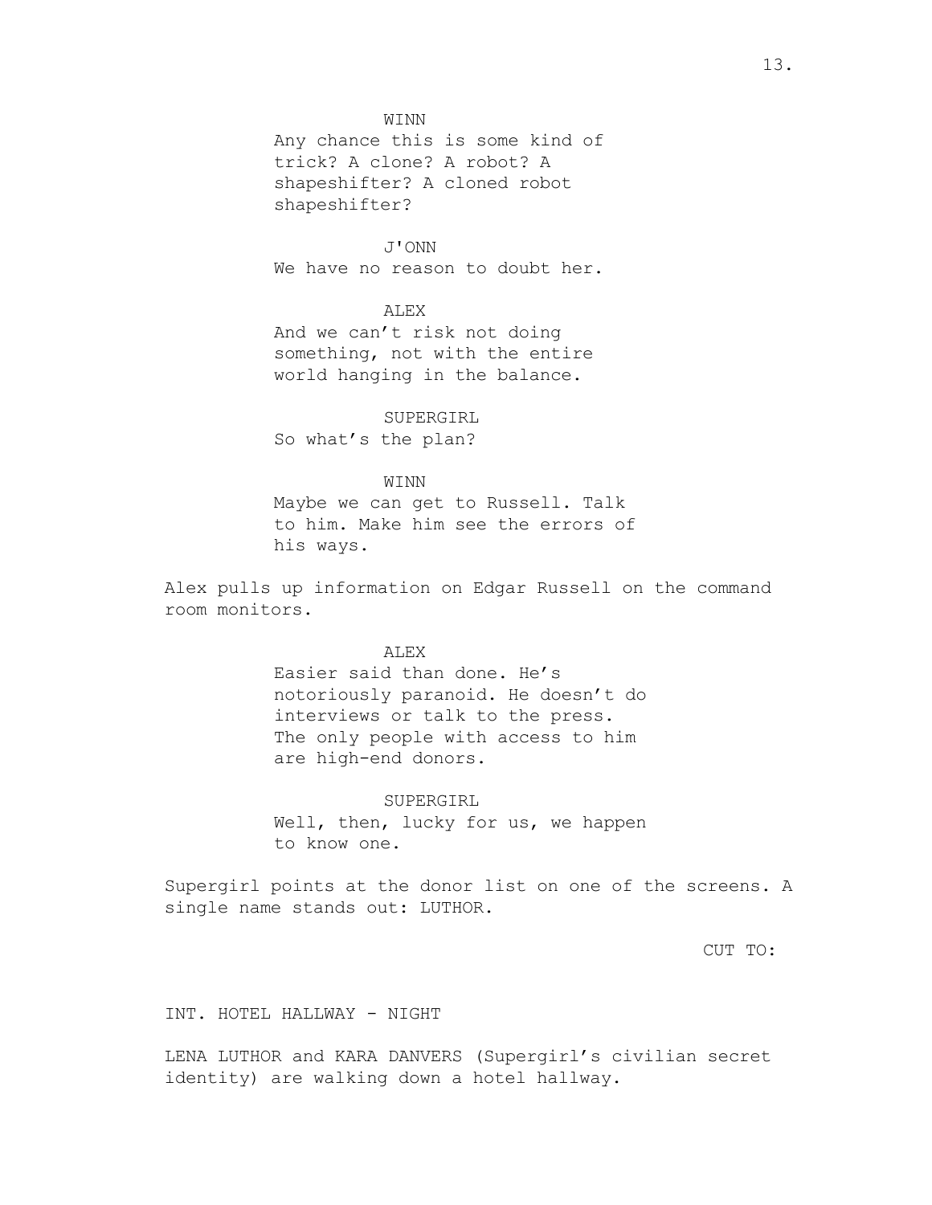WINN

Any chance this is some kind of trick? A clone? A robot? A shapeshifter? A cloned robot shapeshifter?

J'ONN

We have no reason to doubt her.

ALEX

And we can't risk not doing something, not with the entire world hanging in the balance.

SUPERGIRL

So what's the plan?

WINN

Maybe we can get to Russell. Talk to him. Make him see the errors of his ways.

Alex pulls up information on Edgar Russell on the command room monitors.

ALEX

Easier said than done. He's notoriously paranoid. He doesn't do interviews or talk to the press. The only people with access to him are high-end donors.

SUPERGIRL

Well, then, lucky for us, we happen to know one.

Supergirl points at the donor list on one of the screens. A single name stands out: LUTHOR.

CUT TO:

INT. HOTEL HALLWAY - NIGHT

LENA LUTHOR and KARA DANVERS (Supergirl's civilian secret identity) are walking down a hotel hallway.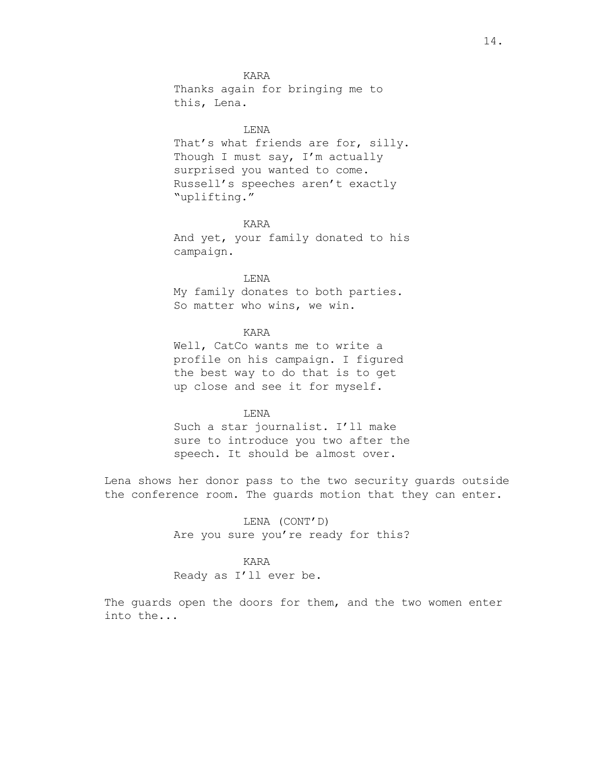KARA
Thanks again for bringing me to this, Lena.

LENA
That's what friends are for, silly. Though I must say, I'm actually surprised you wanted to come. Russell's speeches aren't exactly "uplifting."

KARA
And yet, your family donated to his campaign.

LENA
My family donates to both parties. So matter who wins, we win.

KARA
Well, CatCo wants me to write a profile on his campaign. I figured the best way to do that is to get up close and see it for myself.

LENA
Such a star journalist. I'll make sure to introduce you two after the speech. It should be almost over.

Lena shows her donor pass to the two security guards outside the conference room. The guards motion that they can enter.

LENA (CONT'D)
Are you sure you're ready for this?

KARA
Ready as I'll ever be.

The guards open the doors for them, and the two women enter into the...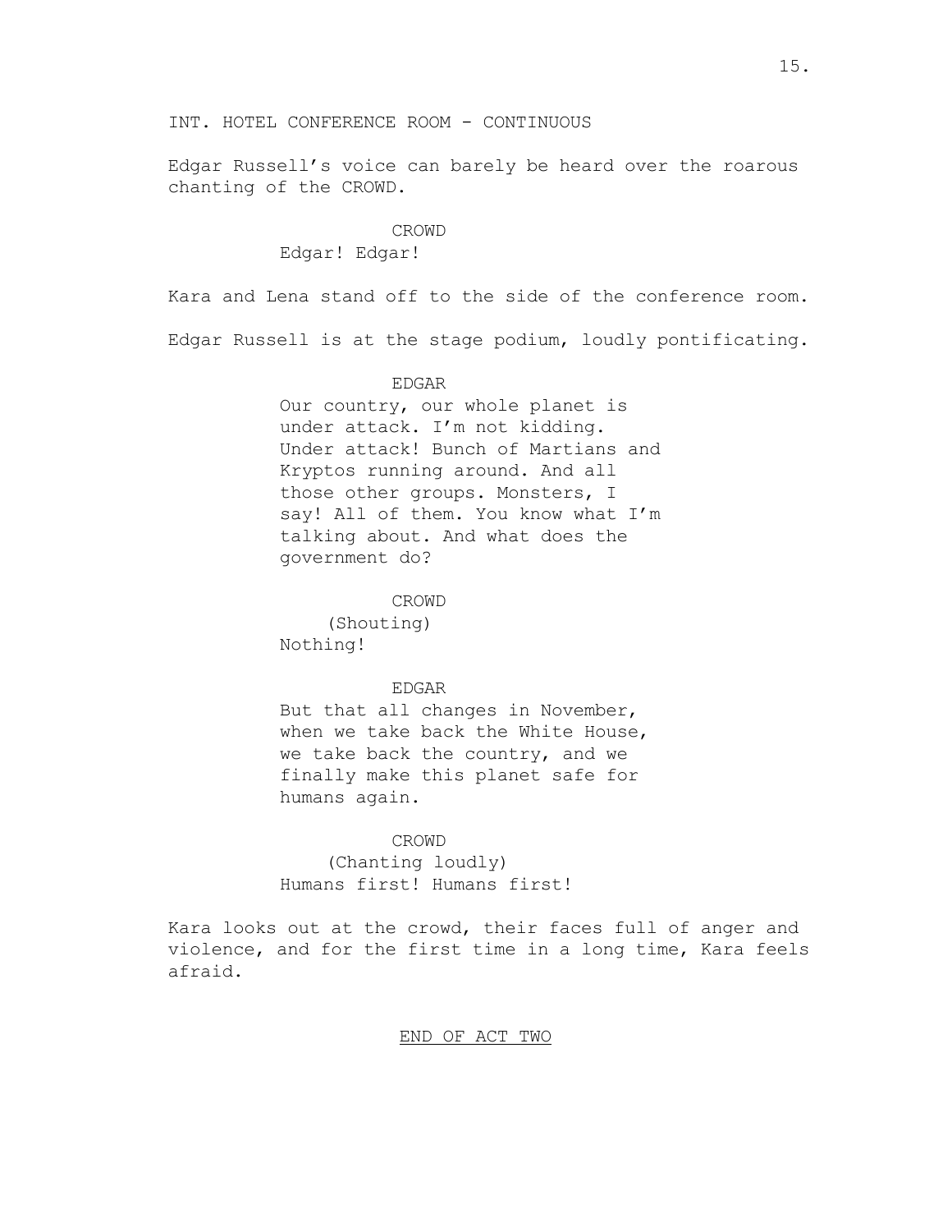INT. HOTEL CONFERENCE ROOM - CONTINUOUS

Edgar Russell's voice can barely be heard over the roarous chanting of the CROWD.

CROWD
Edgar! Edgar!

Kara and Lena stand off to the side of the conference room.

Edgar Russell is at the stage podium, loudly pontificating.

EDGAR
Our country, our whole planet is under attack. I'm not kidding. Under attack! Bunch of Martians and Kryptos running around. And all those other groups. Monsters, I say! All of them. You know what I'm talking about. And what does the government do?

CROWD
(Shouting)
Nothing!

EDGAR
But that all changes in November, when we take back the White House, we take back the country, and we finally make this planet safe for humans again.

CROWD
(Chanting loudly)
Humans first! Humans first!

Kara looks out at the crowd, their faces full of anger and violence, and for the first time in a long time, Kara feels afraid.

END OF ACT TWO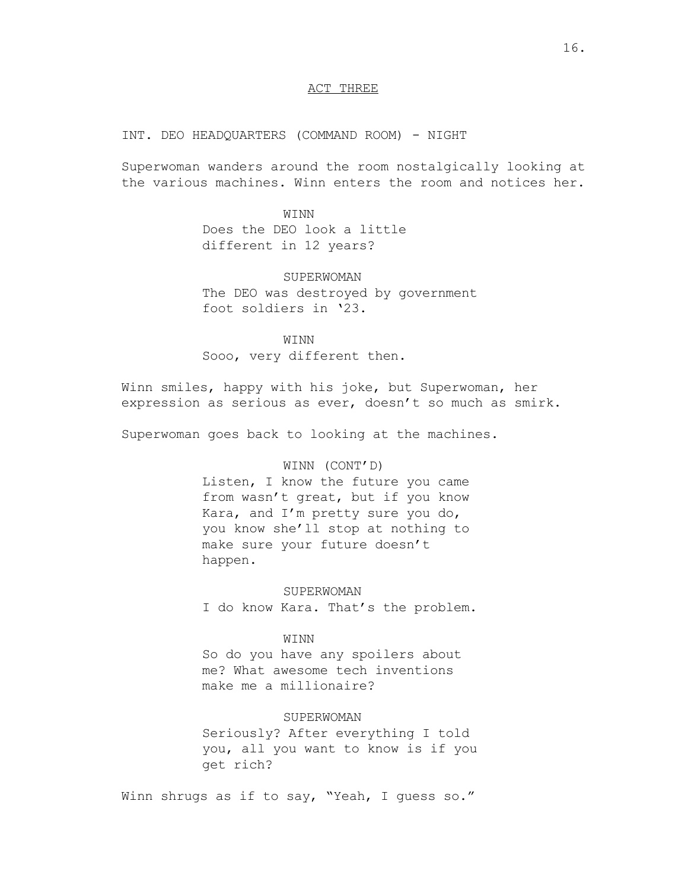ACT THREE

INT. DEO HEADQUARTERS (COMMAND ROOM) - NIGHT

Superwoman wanders around the room nostalgically looking at the various machines. Winn enters the room and notices her.

WINN
Does the DEO look a little different in 12 years?

SUPERWOMAN
The DEO was destroyed by government foot soldiers in ‘23.

WINN
Sooo, very different then.

Winn smiles, happy with his joke, but Superwoman, her expression as serious as ever, doesn’t so much as smirk.

Superwoman goes back to looking at the machines.

WINN (CONT’D)
Listen, I know the future you came from wasn’t great, but if you know Kara, and I’m pretty sure you do, you know she’ll stop at nothing to make sure your future doesn’t happen.

SUPERWOMAN
I do know Kara. That’s the problem.

WINN
So do you have any spoilers about me? What awesome tech inventions make me a millionaire?

SUPERWOMAN
Seriously? After everything I told you, all you want to know is if you get rich?

Winn shrugs as if to say, “Yeah, I guess so.”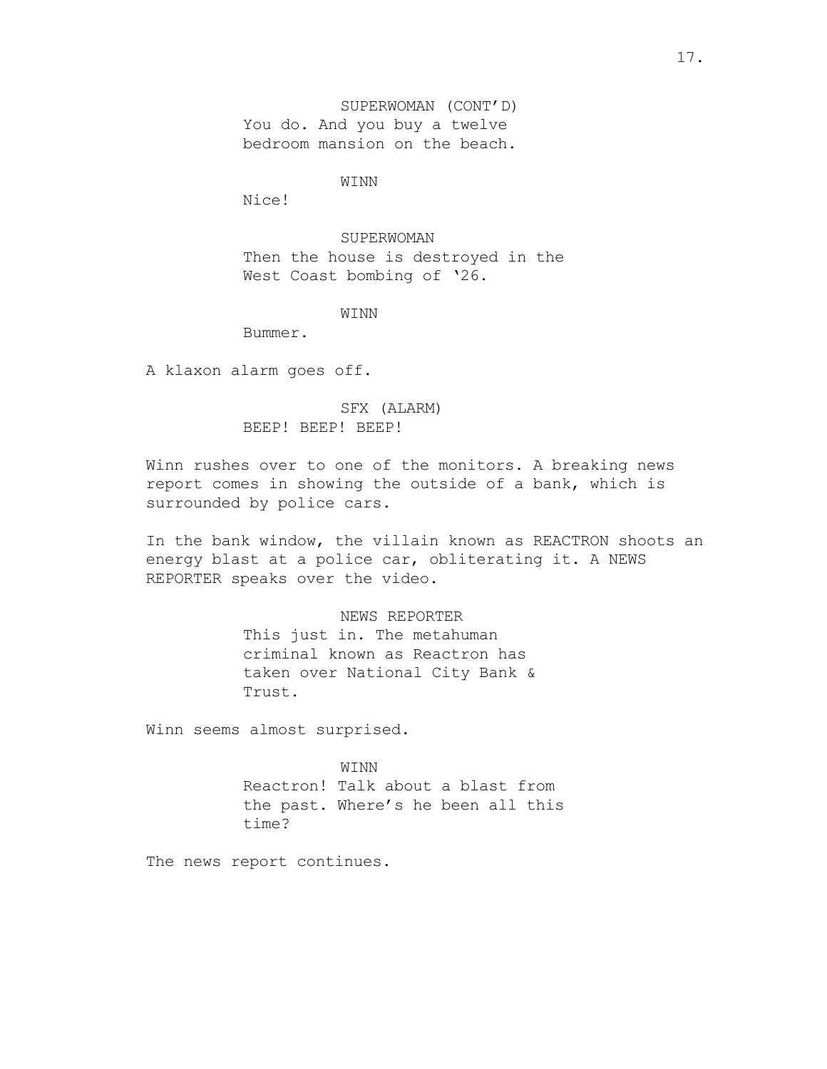SUPERWOMAN (CONT'D)
You do. And you buy a twelve bedroom mansion on the beach.

WINN
Nice!

SUPERWOMAN
Then the house is destroyed in the West Coast bombing of '26.

WINN
Bummer.

A klaxon alarm goes off.

SFX (ALARM)
BEEP! BEEP! BEEP!

Winn rushes over to one of the monitors. A breaking news report comes in showing the outside of a bank, which is surrounded by police cars.

In the bank window, the villain known as REACTRON shoots an energy blast at a police car, obliterating it. A NEWS REPORTER speaks over the video.

NEWS REPORTER
This just in. The metahuman criminal known as Reactron has taken over National City Bank & Trust.

Winn seems almost surprised.

WINN
Reactron! Talk about a blast from the past. Where's he been all this time?

The news report continues.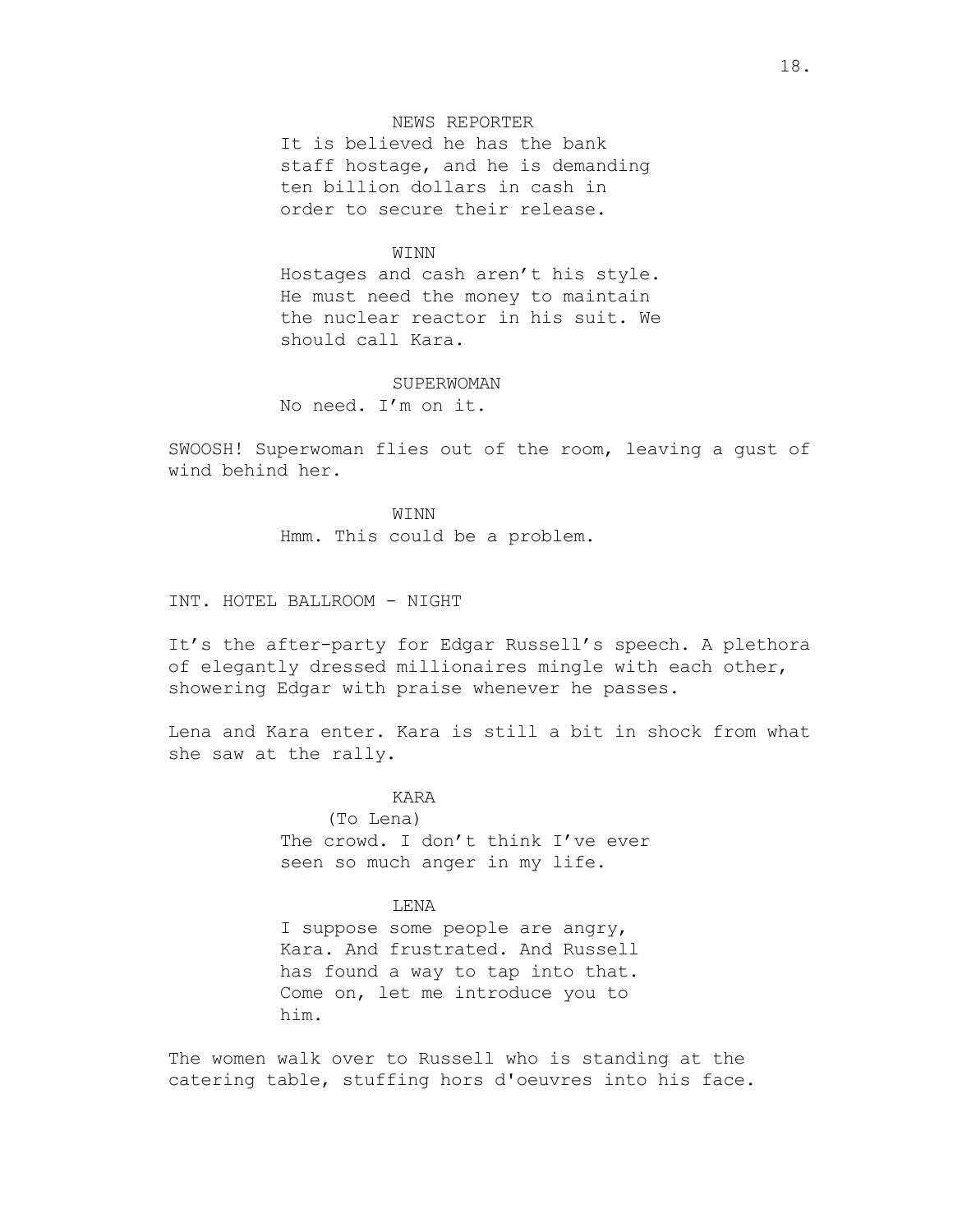NEWS REPORTER

It is believed he has the bank staff hostage, and he is demanding ten billion dollars in cash in order to secure their release.

WINN

Hostages and cash aren't his style. He must need the money to maintain the nuclear reactor in his suit. We should call Kara.

SUPERWOMAN

No need. I'm on it.

SWOOSH! Superwoman flies out of the room, leaving a gust of wind behind her.

WINN

Hmm. This could be a problem.

INT. HOTEL BALLROOM - NIGHT

It's the after-party for Edgar Russell's speech. A plethora of elegantly dressed millionaires mingle with each other, showering Edgar with praise whenever he passes.

Lena and Kara enter. Kara is still a bit in shock from what she saw at the rally.

KARA

(To Lena)

The crowd. I don't think I've ever seen so much anger in my life.

LENA

I suppose some people are angry, Kara. And frustrated. And Russell has found a way to tap into that. Come on, let me introduce you to him.

The women walk over to Russell who is standing at the catering table, stuffing hors d'oeuvres into his face.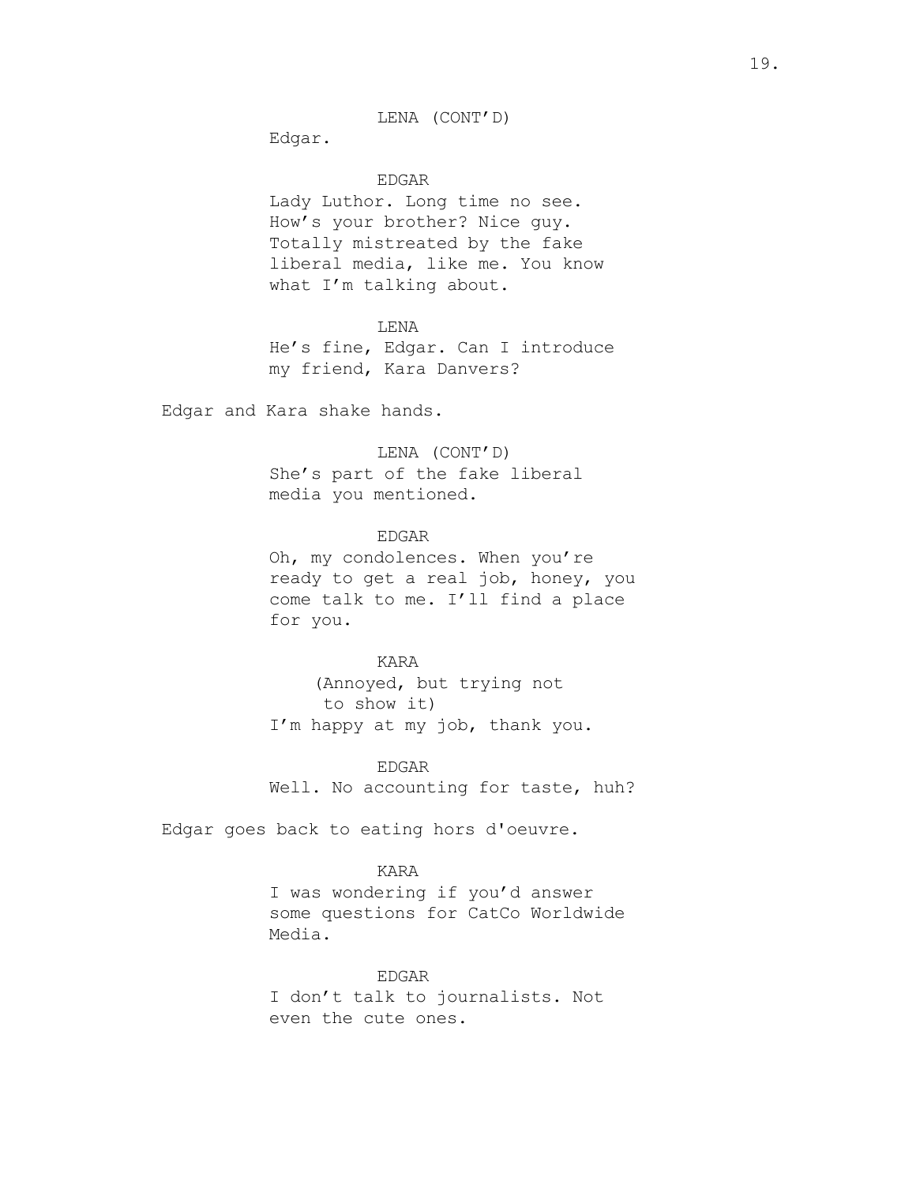LENA (CONT'D)

Edgar.

EDGAR

Lady Luthor. Long time no see. How's your brother? Nice guy. Totally mistreated by the fake liberal media, like me. You know what I'm talking about.

LENA

He's fine, Edgar. Can I introduce my friend, Kara Danvers?

Edgar and Kara shake hands.

LENA (CONT'D)

She's part of the fake liberal media you mentioned.

EDGAR

Oh, my condolences. When you're ready to get a real job, honey, you come talk to me. I'll find a place for you.

KARA

(Annoyed, but trying not to show it)

I'm happy at my job, thank you.

EDGAR

Well. No accounting for taste, huh?

Edgar goes back to eating hors d'oeuvre.

KARA

I was wondering if you'd answer some questions for CatCo Worldwide Media.

EDGAR

I don't talk to journalists. Not even the cute ones.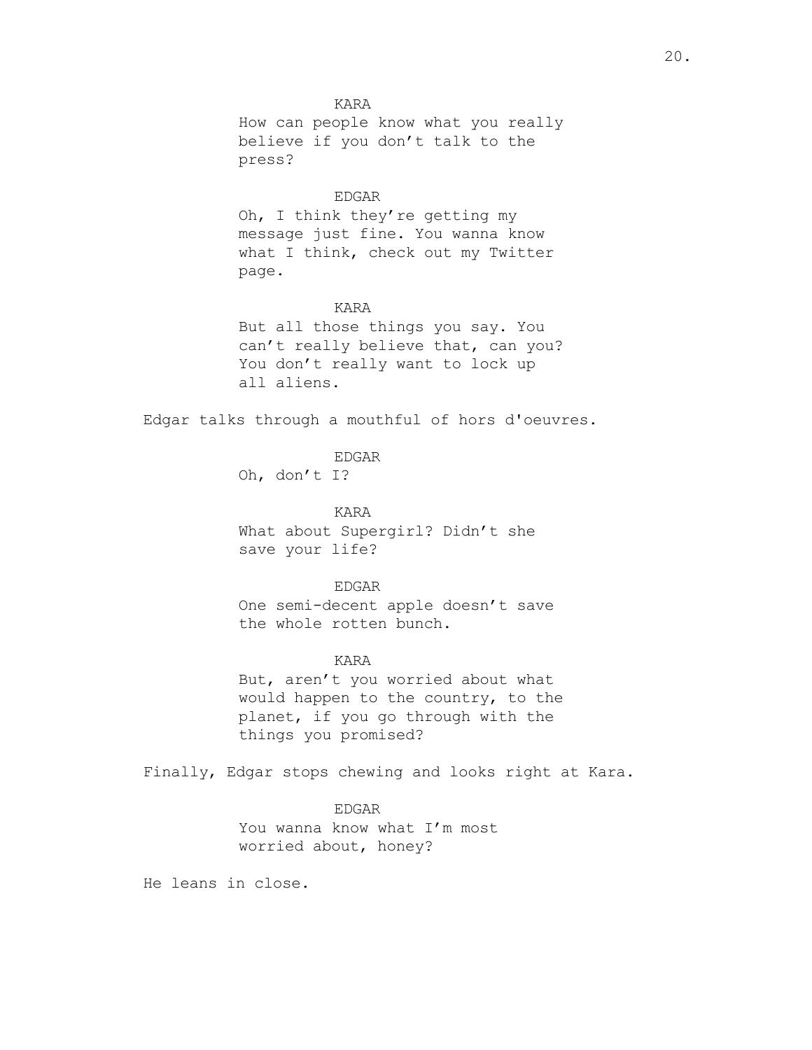KARA

How can people know what you really believe if you don't talk to the press?

EDGAR

Oh, I think they're getting my message just fine. You wanna know what I think, check out my Twitter page.

KARA

But all those things you say. You can't really believe that, can you? You don't really want to lock up all aliens.

Edgar talks through a mouthful of hors d'oeuvres.

EDGAR

Oh, don't I?

KARA

What about Supergirl? Didn't she save your life?

EDGAR

One semi-decent apple doesn't save the whole rotten bunch.

KARA

But, aren't you worried about what would happen to the country, to the planet, if you go through with the things you promised?

Finally, Edgar stops chewing and looks right at Kara.

EDGAR

You wanna know what I'm most worried about, honey?

He leans in close.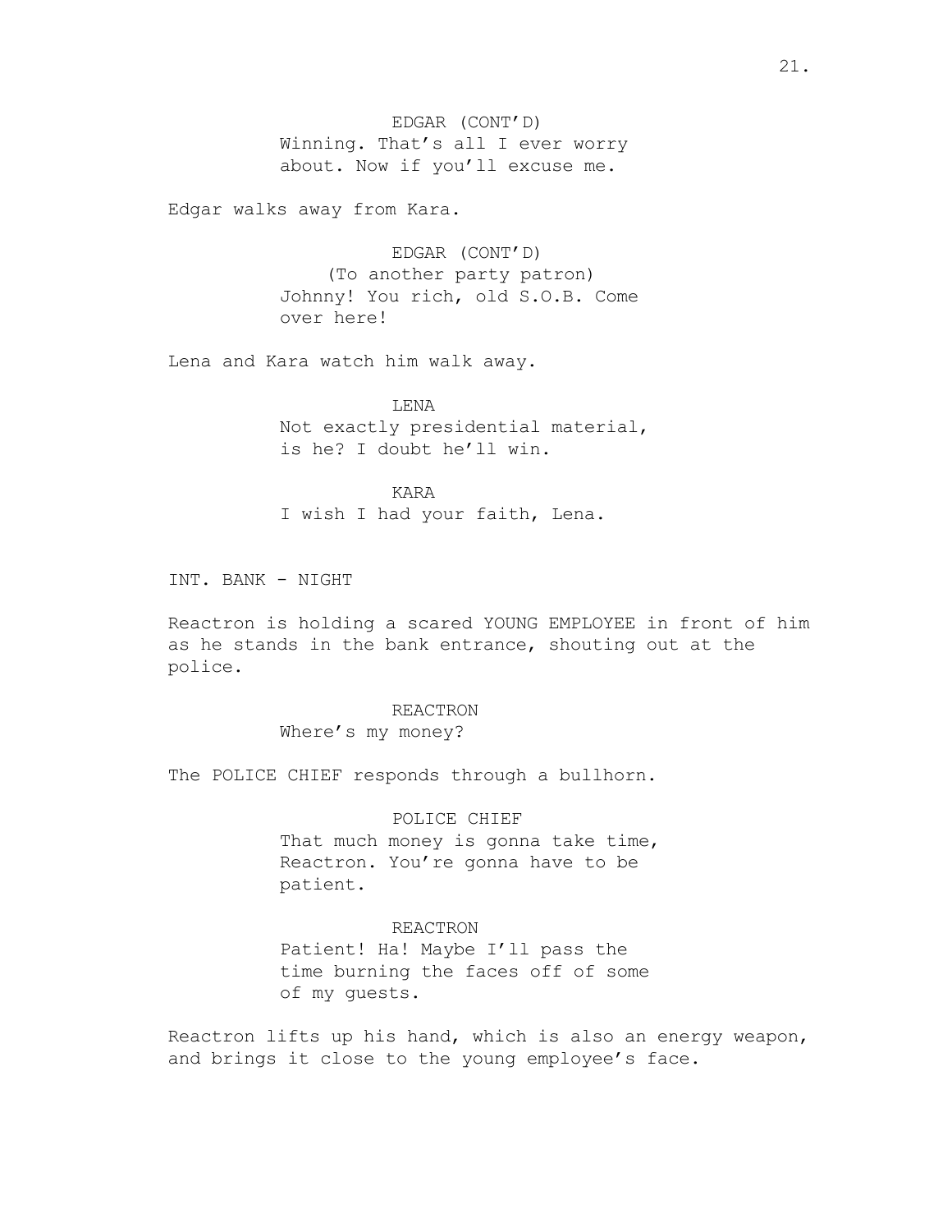EDGAR (CONT'D)
Winning. That's all I ever worry about. Now if you'll excuse me.

Edgar walks away from Kara.

EDGAR (CONT'D)
(To another party patron)
Johnny! You rich, old S.O.B. Come over here!

Lena and Kara watch him walk away.

LENA
Not exactly presidential material, is he? I doubt he'll win.

KARA
I wish I had your faith, Lena.

INT. BANK - NIGHT

Reactron is holding a scared YOUNG EMPLOYEE in front of him as he stands in the bank entrance, shouting out at the police.

REACTRON
Where's my money?

The POLICE CHIEF responds through a bullhorn.

POLICE CHIEF
That much money is gonna take time, Reactron. You're gonna have to be patient.

REACTRON
Patient! Ha! Maybe I'll pass the time burning the faces off of some of my guests.

Reactron lifts up his hand, which is also an energy weapon, and brings it close to the young employee's face.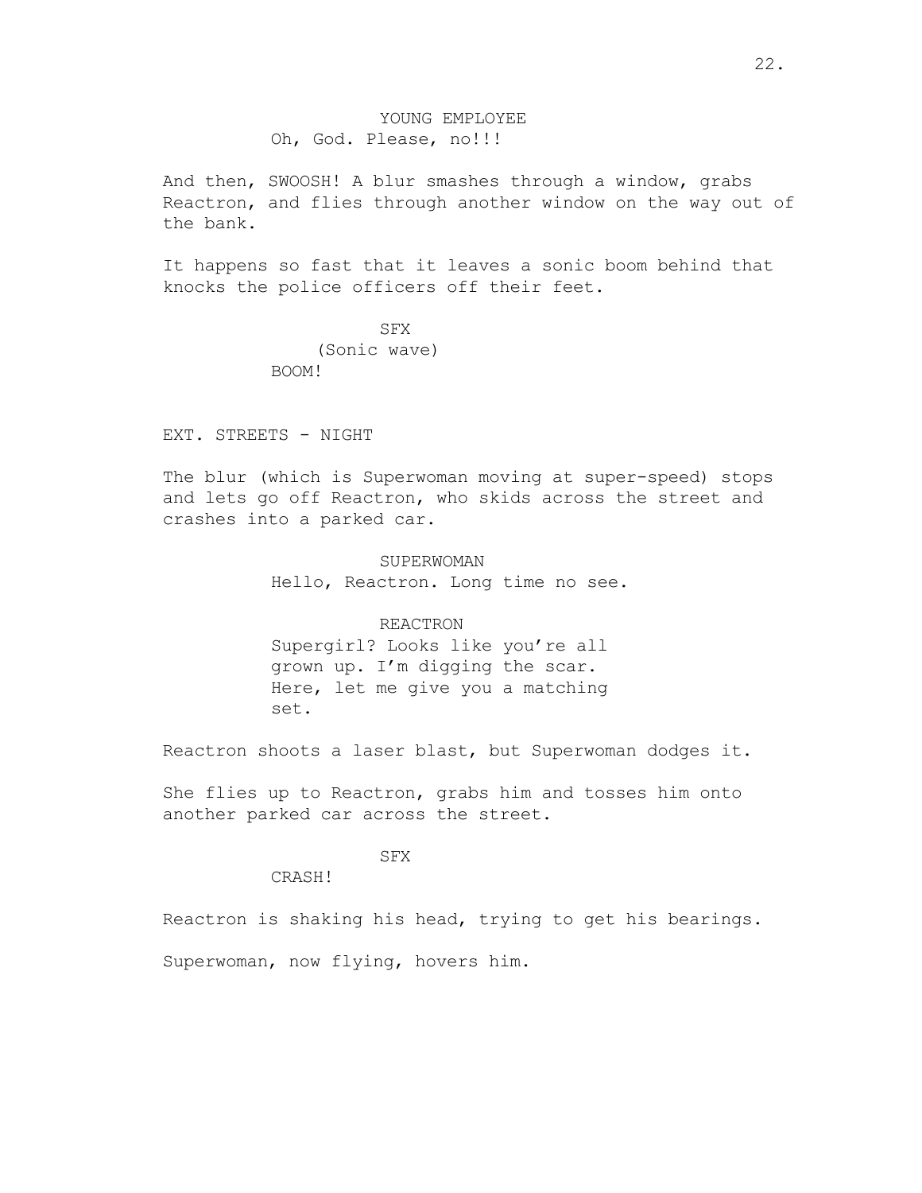YOUNG EMPLOYEE
Oh, God. Please, no!!!

And then, SWOOSH! A blur smashes through a window, grabs Reactron, and flies through another window on the way out of the bank.

It happens so fast that it leaves a sonic boom behind that knocks the police officers off their feet.

SFX
(Sonic wave)
BOOM!

EXT. STREETS - NIGHT

The blur (which is Superwoman moving at super-speed) stops and lets go off Reactron, who skids across the street and crashes into a parked car.

SUPERWOMAN
Hello, Reactron. Long time no see.

REACTRON
Supergirl? Looks like you're all grown up. I'm digging the scar. Here, let me give you a matching set.

Reactron shoots a laser blast, but Superwoman dodges it.

She flies up to Reactron, grabs him and tosses him onto another parked car across the street.

SFX
CRASH!

Reactron is shaking his head, trying to get his bearings.

Superwoman, now flying, hovers him.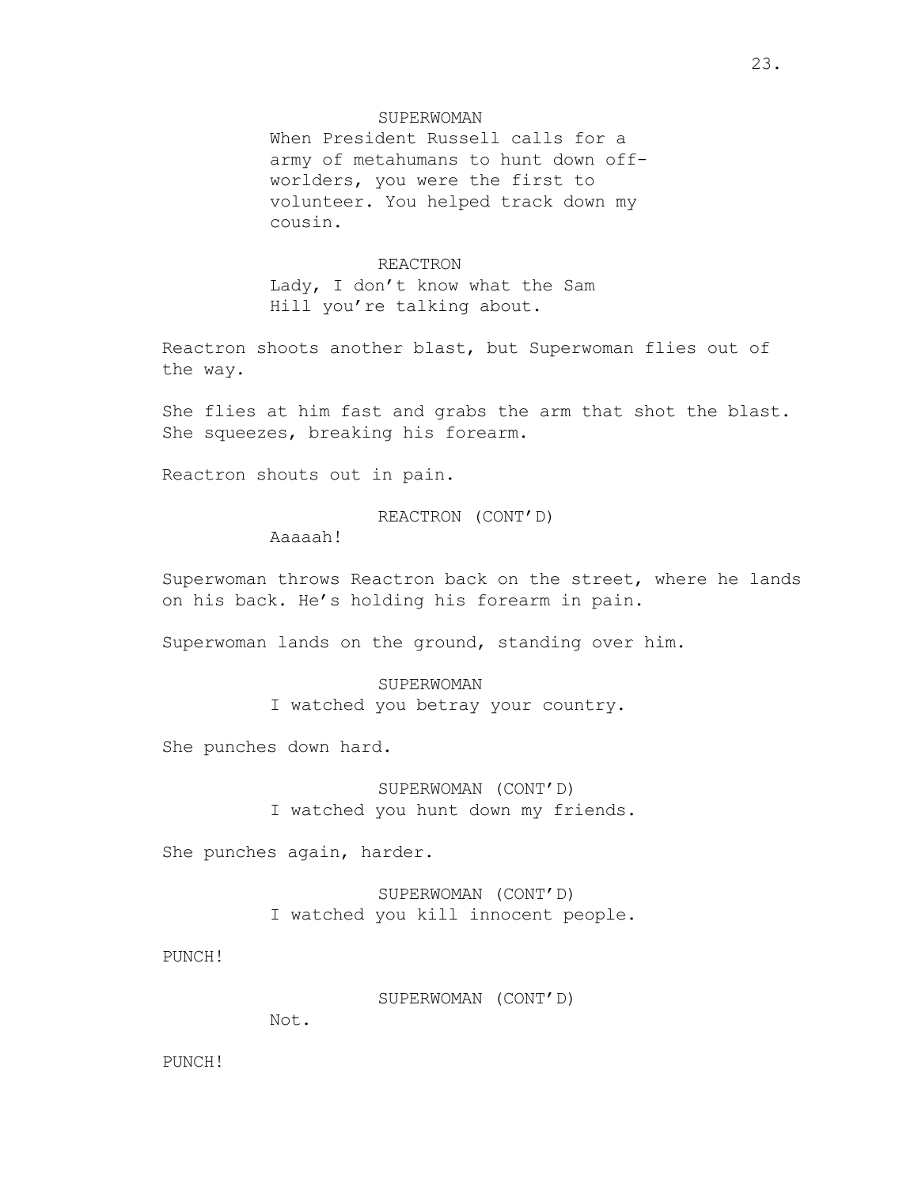SUPERWOMAN

When President Russell calls for a army of metahumans to hunt down off-worlders, you were the first to volunteer. You helped track down my cousin.

REACTRON

Lady, I don't know what the Sam Hill you're talking about.

Reactron shoots another blast, but Superwoman flies out of the way.

She flies at him fast and grabs the arm that shot the blast. She squeezes, breaking his forearm.

Reactron shouts out in pain.

REACTRON (CONT'D)

Aaaaah!

Superwoman throws Reactron back on the street, where he lands on his back. He's holding his forearm in pain.

Superwoman lands on the ground, standing over him.

SUPERWOMAN

I watched you betray your country.

She punches down hard.

SUPERWOMAN (CONT'D)

I watched you hunt down my friends.

She punches again, harder.

SUPERWOMAN (CONT'D)

I watched you kill innocent people.

PUNCH!

SUPERWOMAN (CONT'D)

Not.

PUNCH!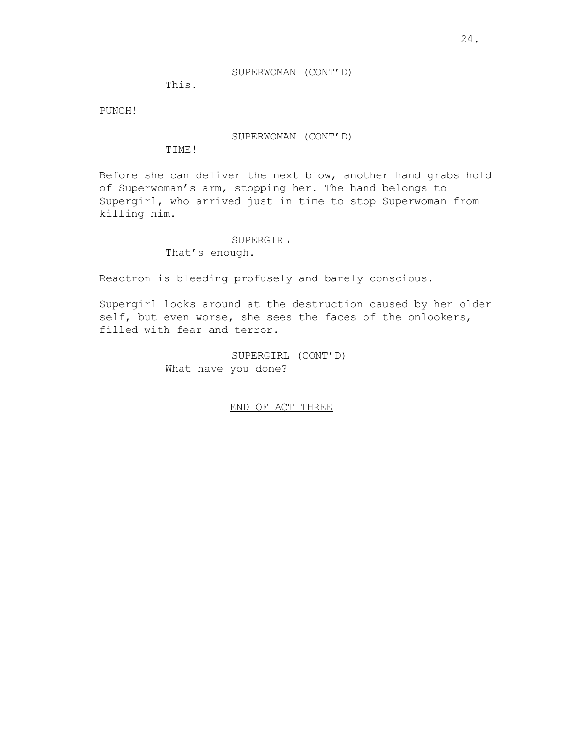SUPERWOMAN (CONT'D)

This.

PUNCH!

SUPERWOMAN (CONT'D)

TIME!

Before she can deliver the next blow, another hand grabs hold of Superwoman's arm, stopping her. The hand belongs to Supergirl, who arrived just in time to stop Superwoman from killing him.

SUPERGIRL

That's enough.

Reactron is bleeding profusely and barely conscious.

Supergirl looks around at the destruction caused by her older self, but even worse, she sees the faces of the onlookers, filled with fear and terror.

SUPERGIRL (CONT'D)

What have you done?

END OF ACT THREE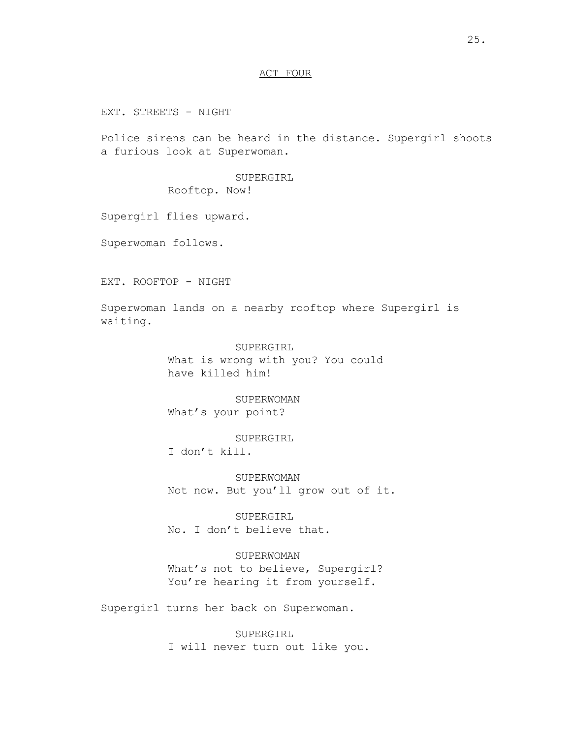ACT FOUR

EXT. STREETS - NIGHT

Police sirens can be heard in the distance. Supergirl shoots a furious look at Superwoman.

SUPERGIRL
Rooftop. Now!

Supergirl flies upward.

Superwoman follows.

EXT. ROOFTOP - NIGHT

Superwoman lands on a nearby rooftop where Supergirl is waiting.

SUPERGIRL
What is wrong with you? You could have killed him!

SUPERWOMAN
What's your point?

SUPERGIRL
I don't kill.

SUPERWOMAN
Not now. But you'll grow out of it.

SUPERGIRL
No. I don't believe that.

SUPERWOMAN
What's not to believe, Supergirl? You're hearing it from yourself.

Supergirl turns her back on Superwoman.

SUPERGIRL
I will never turn out like you.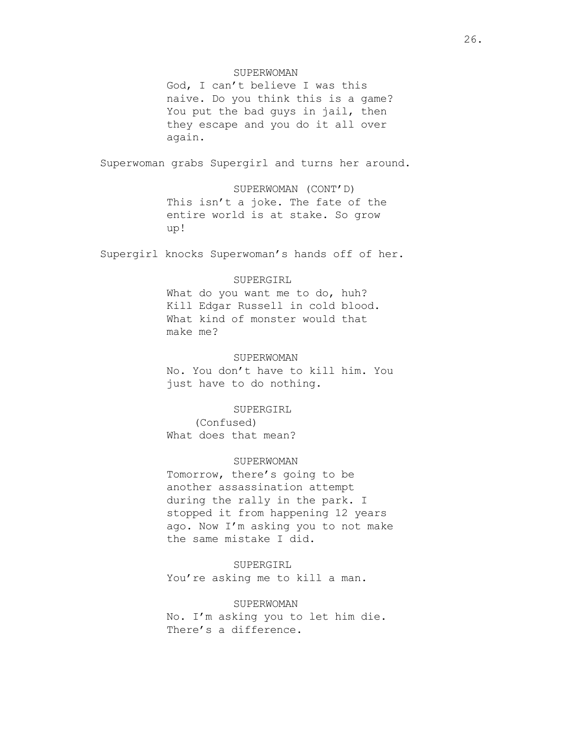SUPERWOMAN

God, I can't believe I was this naive. Do you think this is a game? You put the bad guys in jail, then they escape and you do it all over again.

Superwoman grabs Supergirl and turns her around.

SUPERWOMAN (CONT'D)

This isn't a joke. The fate of the entire world is at stake. So grow up!

Supergirl knocks Superwoman's hands off of her.

SUPERGIRL

What do you want me to do, huh? Kill Edgar Russell in cold blood. What kind of monster would that make me?

SUPERWOMAN

No. You don't have to kill him. You just have to do nothing.

SUPERGIRL

(Confused)

What does that mean?

SUPERWOMAN

Tomorrow, there's going to be another assassination attempt during the rally in the park. I stopped it from happening 12 years ago. Now I'm asking you to not make the same mistake I did.

SUPERGIRL

You're asking me to kill a man.

SUPERWOMAN

No. I'm asking you to let him die. There's a difference.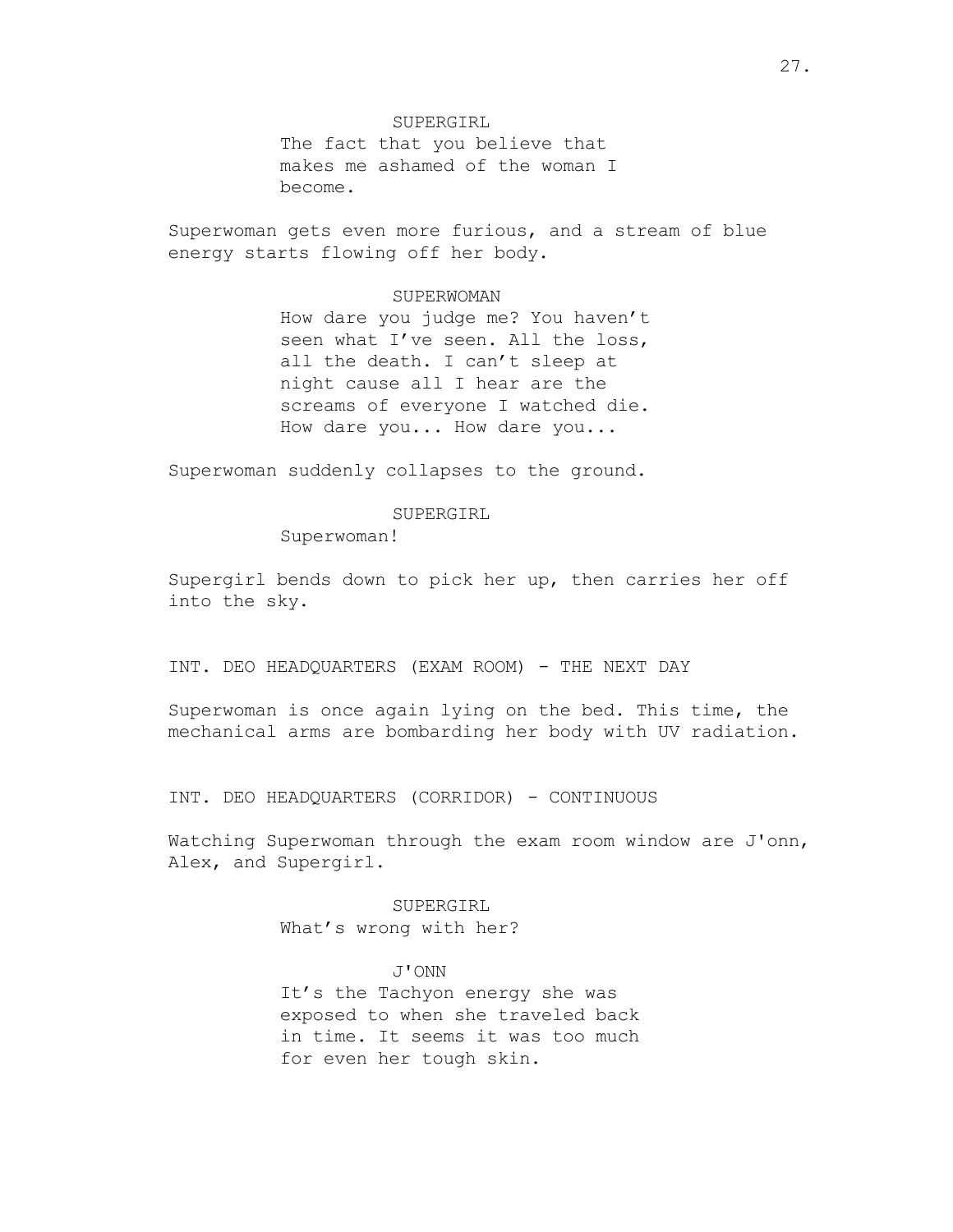SUPERGIRL

The fact that you believe that makes me ashamed of the woman I become.

Superwoman gets even more furious, and a stream of blue energy starts flowing off her body.

SUPERWOMAN

How dare you judge me? You haven't seen what I've seen. All the loss, all the death. I can't sleep at night cause all I hear are the screams of everyone I watched die. How dare you... How dare you...

Superwoman suddenly collapses to the ground.

SUPERGIRL

Superwoman!

Supergirl bends down to pick her up, then carries her off into the sky.

INT. DEO HEADQUARTERS (EXAM ROOM) - THE NEXT DAY

Superwoman is once again lying on the bed. This time, the mechanical arms are bombarding her body with UV radiation.

INT. DEO HEADQUARTERS (CORRIDOR) - CONTINUOUS

Watching Superwoman through the exam room window are J'onn, Alex, and Supergirl.

SUPERGIRL

What's wrong with her?

J'ONN

It's the Tachyon energy she was exposed to when she traveled back in time. It seems it was too much for even her tough skin.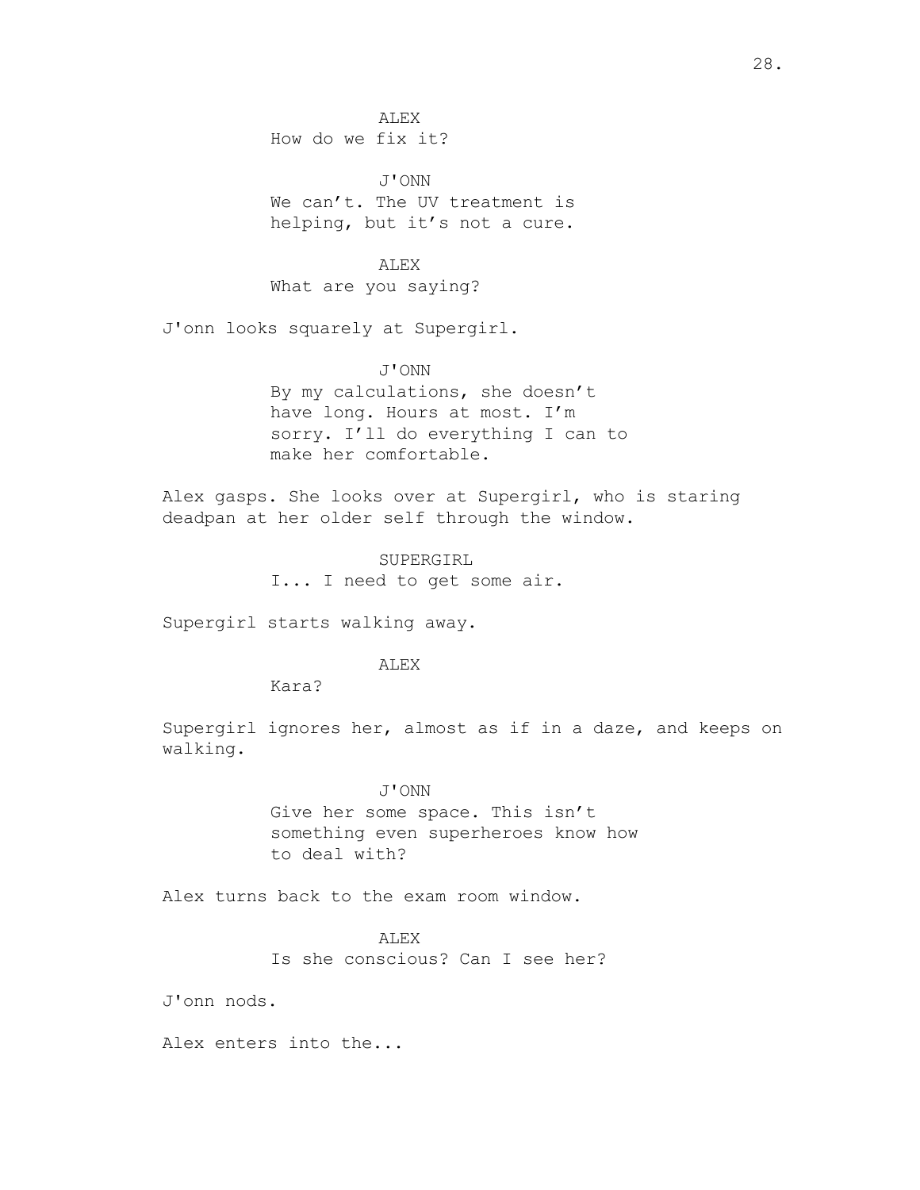ALEX
How do we fix it?

J'ONN
We can't. The UV treatment is helping, but it's not a cure.

ALEX
What are you saying?

J'onn looks squarely at Supergirl.

J'ONN
By my calculations, she doesn't have long. Hours at most. I'm sorry. I'll do everything I can to make her comfortable.

Alex gasps. She looks over at Supergirl, who is staring deadpan at her older self through the window.

SUPERGIRL
I... I need to get some air.

Supergirl starts walking away.

ALEX
Kara?

Supergirl ignores her, almost as if in a daze, and keeps on walking.

J'ONN
Give her some space. This isn't something even superheroes know how to deal with?

Alex turns back to the exam room window.

ALEX
Is she conscious? Can I see her?

J'onn nods.

Alex enters into the...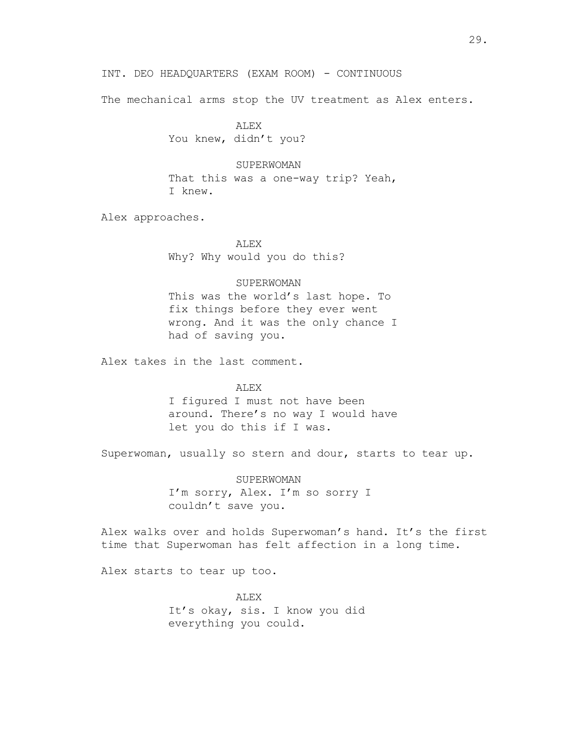INT. DEO HEADQUARTERS (EXAM ROOM) - CONTINUOUS

The mechanical arms stop the UV treatment as Alex enters.

ALEX
You knew, didn't you?

SUPERWOMAN
That this was a one-way trip? Yeah, I knew.

Alex approaches.

ALEX
Why? Why would you do this?

SUPERWOMAN
This was the world's last hope. To fix things before they ever went wrong. And it was the only chance I had of saving you.

Alex takes in the last comment.

ALEX
I figured I must not have been around. There's no way I would have let you do this if I was.

Superwoman, usually so stern and dour, starts to tear up.

SUPERWOMAN
I'm sorry, Alex. I'm so sorry I couldn't save you.

Alex walks over and holds Superwoman's hand. It's the first time that Superwoman has felt affection in a long time.

Alex starts to tear up too.

ALEX
It's okay, sis. I know you did everything you could.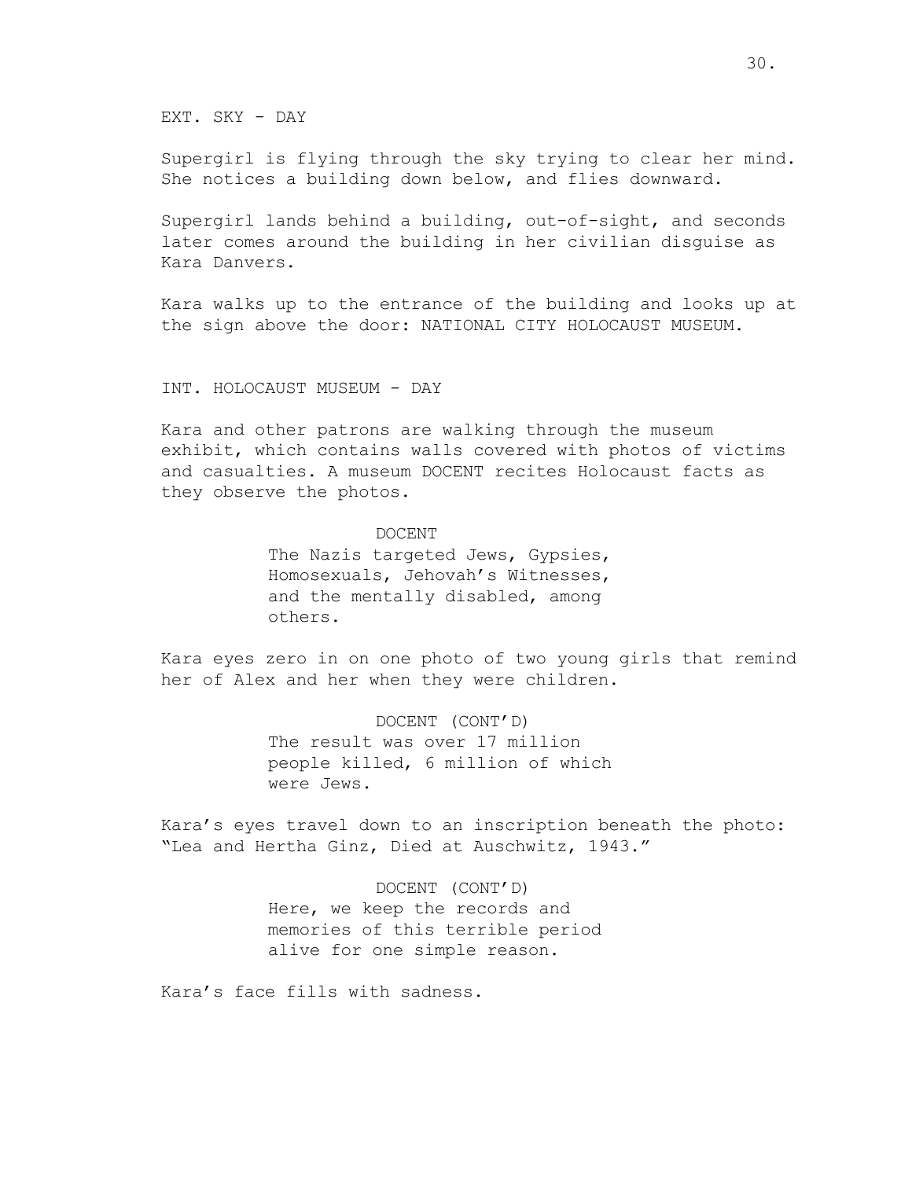EXT. SKY - DAY

Supergirl is flying through the sky trying to clear her mind. She notices a building down below, and flies downward.

Supergirl lands behind a building, out-of-sight, and seconds later comes around the building in her civilian disguise as Kara Danvers.

Kara walks up to the entrance of the building and looks up at the sign above the door: NATIONAL CITY HOLOCAUST MUSEUM.

INT. HOLOCAUST MUSEUM - DAY

Kara and other patrons are walking through the museum exhibit, which contains walls covered with photos of victims and casualties. A museum DOCENT recites Holocaust facts as they observe the photos.

DOCENT
The Nazis targeted Jews, Gypsies, Homosexuals, Jehovah's Witnesses, and the mentally disabled, among others.

Kara eyes zero in on one photo of two young girls that remind her of Alex and her when they were children.

DOCENT (CONT'D)
The result was over 17 million people killed, 6 million of which were Jews.

Kara's eyes travel down to an inscription beneath the photo: "Lea and Hertha Ginz, Died at Auschwitz, 1943."

DOCENT (CONT'D)
Here, we keep the records and memories of this terrible period alive for one simple reason.

Kara's face fills with sadness.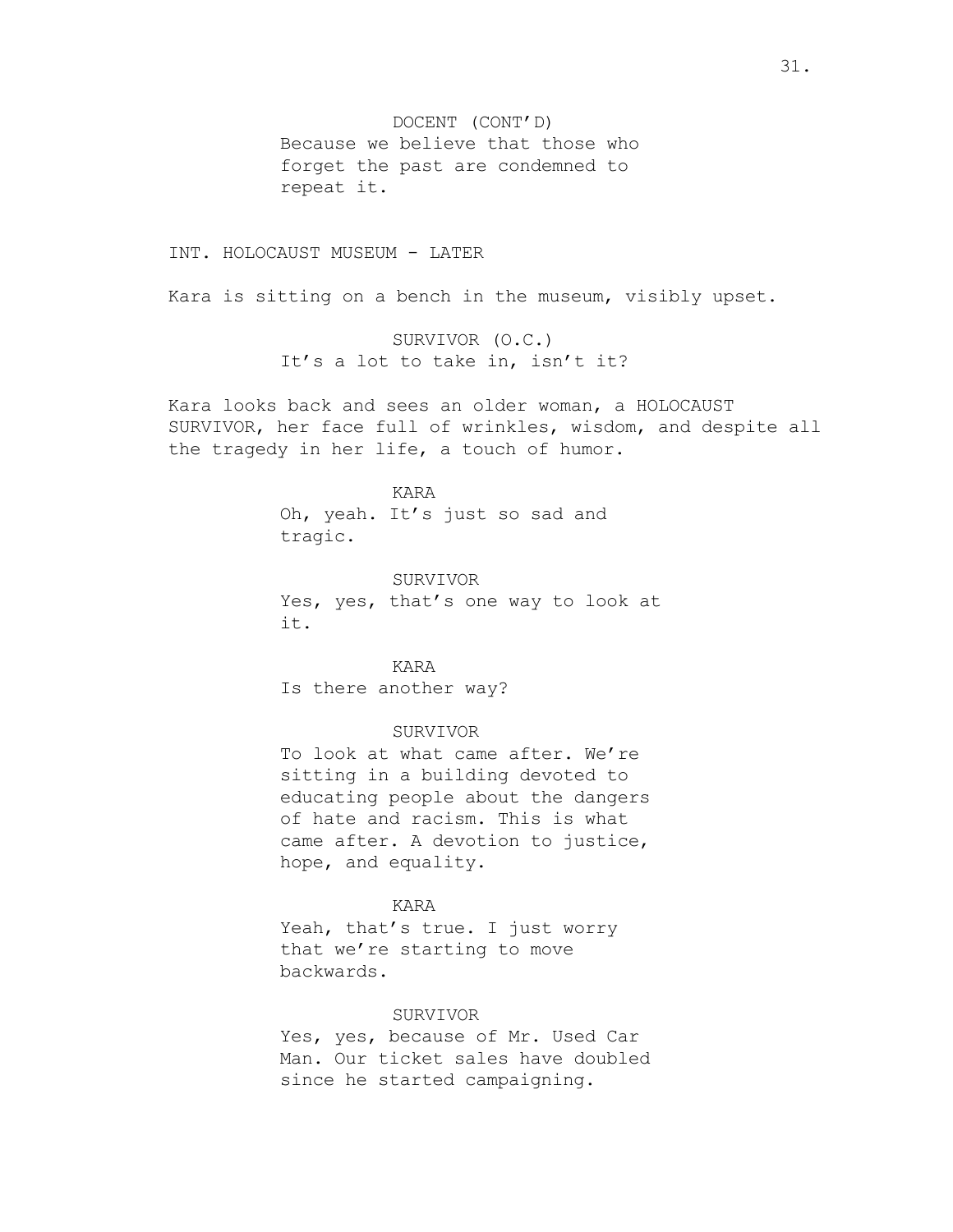DOCENT (CONT'D)
Because we believe that those who forget the past are condemned to repeat it.

INT. HOLOCAUST MUSEUM - LATER

Kara is sitting on a bench in the museum, visibly upset.

SURVIVOR (O.C.)
It's a lot to take in, isn't it?

Kara looks back and sees an older woman, a HOLOCAUST SURVIVOR, her face full of wrinkles, wisdom, and despite all the tragedy in her life, a touch of humor.

KARA
Oh, yeah. It's just so sad and tragic.

SURVIVOR
Yes, yes, that's one way to look at it.

KARA
Is there another way?

SURVIVOR
To look at what came after. We're sitting in a building devoted to educating people about the dangers of hate and racism. This is what came after. A devotion to justice, hope, and equality.

KARA
Yeah, that's true. I just worry that we're starting to move backwards.

SURVIVOR
Yes, yes, because of Mr. Used Car Man. Our ticket sales have doubled since he started campaigning.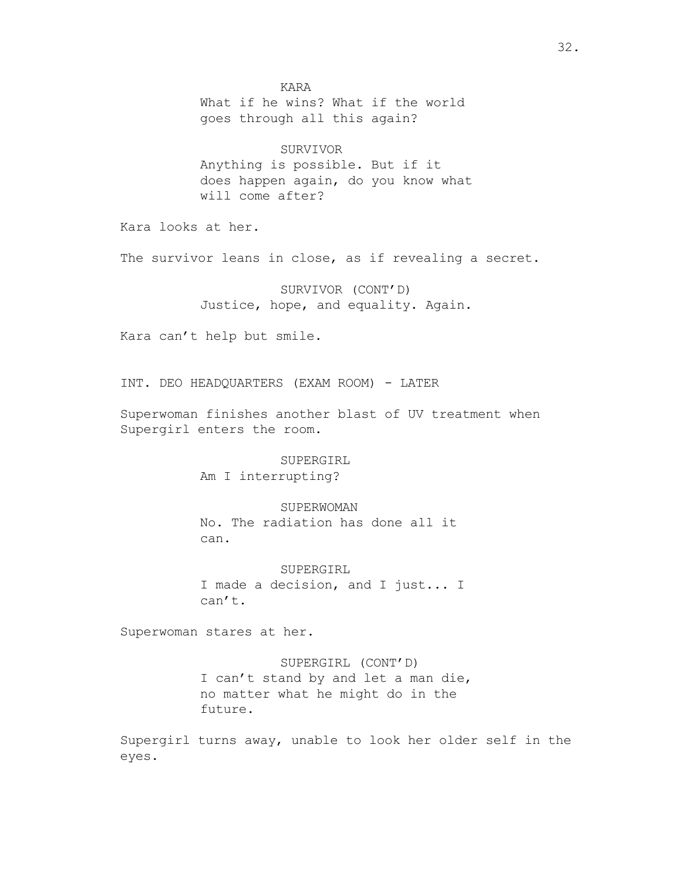KARA

What if he wins? What if the world goes through all this again?

SURVIVOR

Anything is possible. But if it does happen again, do you know what will come after?

Kara looks at her.

The survivor leans in close, as if revealing a secret.

SURVIVOR (CONT'D)

Justice, hope, and equality. Again.

Kara can't help but smile.

INT. DEO HEADQUARTERS (EXAM ROOM) - LATER

Superwoman finishes another blast of UV treatment when Supergirl enters the room.

SUPERGIRL

Am I interrupting?

SUPERWOMAN

No. The radiation has done all it can.

SUPERGIRL

I made a decision, and I just... I can't.

Superwoman stares at her.

SUPERGIRL (CONT'D)

I can't stand by and let a man die, no matter what he might do in the future.

Supergirl turns away, unable to look her older self in the eyes.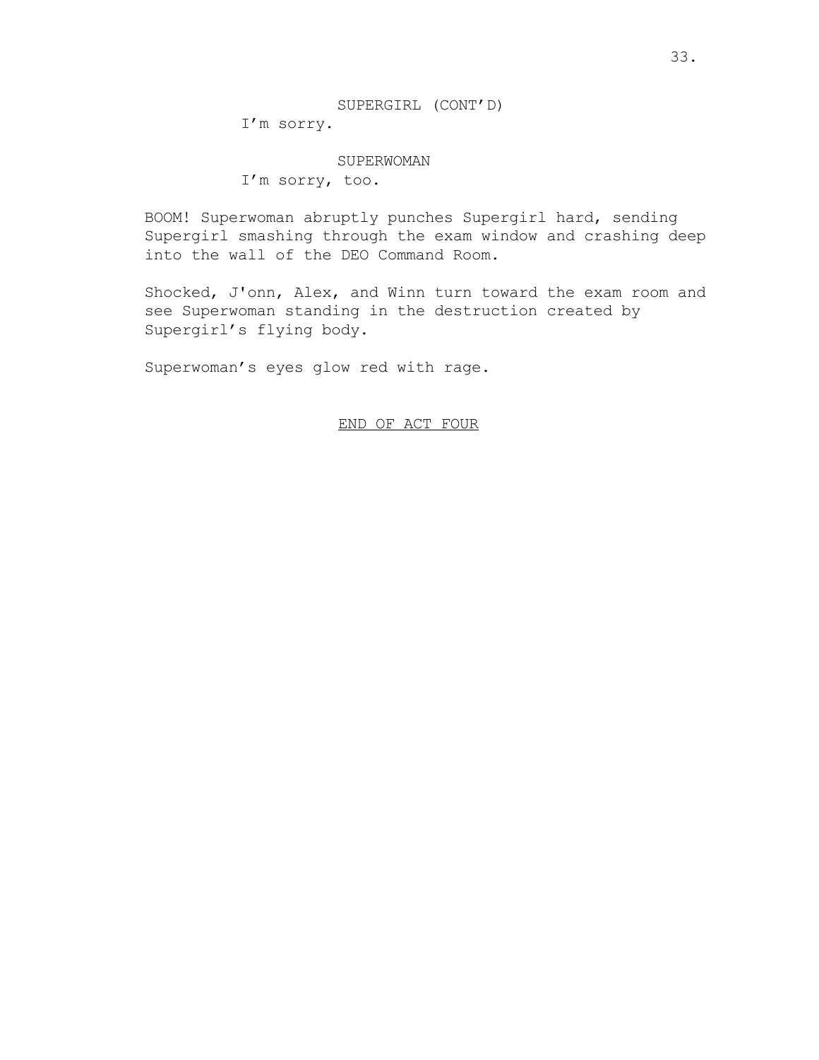SUPERGIRL (CONT'D)

I'm sorry.

SUPERWOMAN

I'm sorry, too.

BOOM! Superwoman abruptly punches Supergirl hard, sending Supergirl smashing through the exam window and crashing deep into the wall of the DEO Command Room.

Shocked, J'onn, Alex, and Winn turn toward the exam room and see Superwoman standing in the destruction created by Supergirl's flying body.

Superwoman's eyes glow red with rage.

END OF ACT FOUR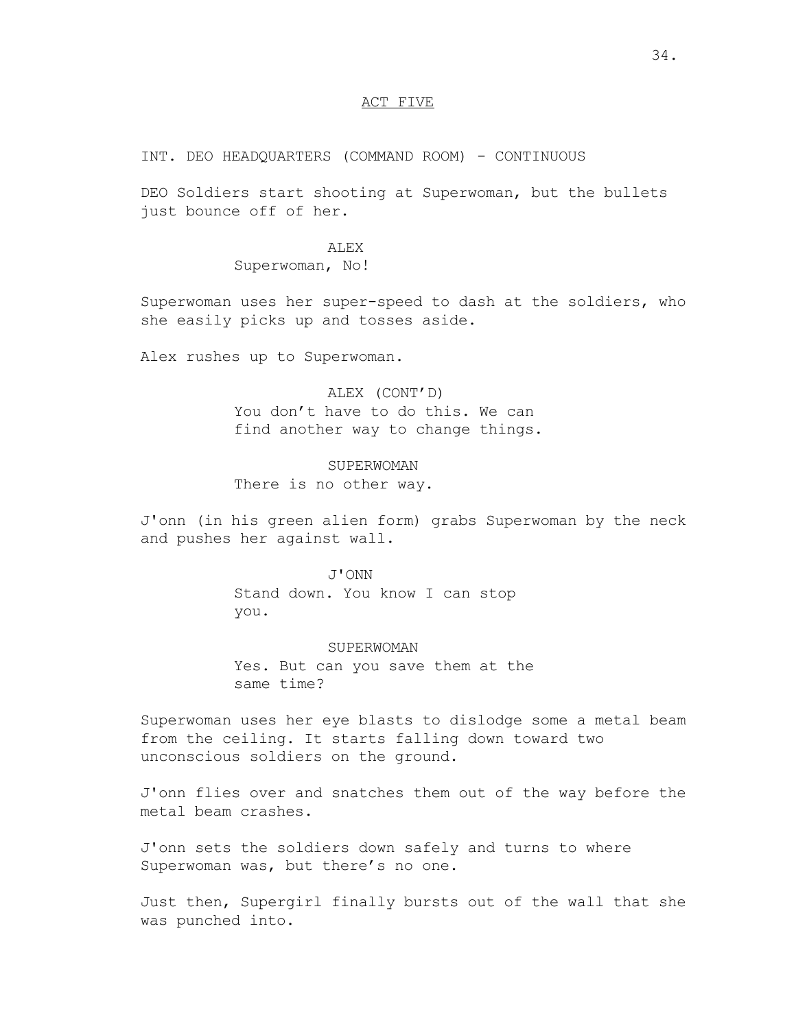ACT FIVE

INT. DEO HEADQUARTERS (COMMAND ROOM) - CONTINUOUS

DEO Soldiers start shooting at Superwoman, but the bullets just bounce off of her.

ALEX
Superwoman, No!

Superwoman uses her super-speed to dash at the soldiers, who she easily picks up and tosses aside.

Alex rushes up to Superwoman.

ALEX (CONT'D)
You don't have to do this. We can find another way to change things.

SUPERWOMAN
There is no other way.

J'onn (in his green alien form) grabs Superwoman by the neck and pushes her against wall.

J'ONN
Stand down. You know I can stop you.

SUPERWOMAN
Yes. But can you save them at the same time?

Superwoman uses her eye blasts to dislodge some a metal beam from the ceiling. It starts falling down toward two unconscious soldiers on the ground.

J'onn flies over and snatches them out of the way before the metal beam crashes.

J'onn sets the soldiers down safely and turns to where Superwoman was, but there's no one.

Just then, Supergirl finally bursts out of the wall that she was punched into.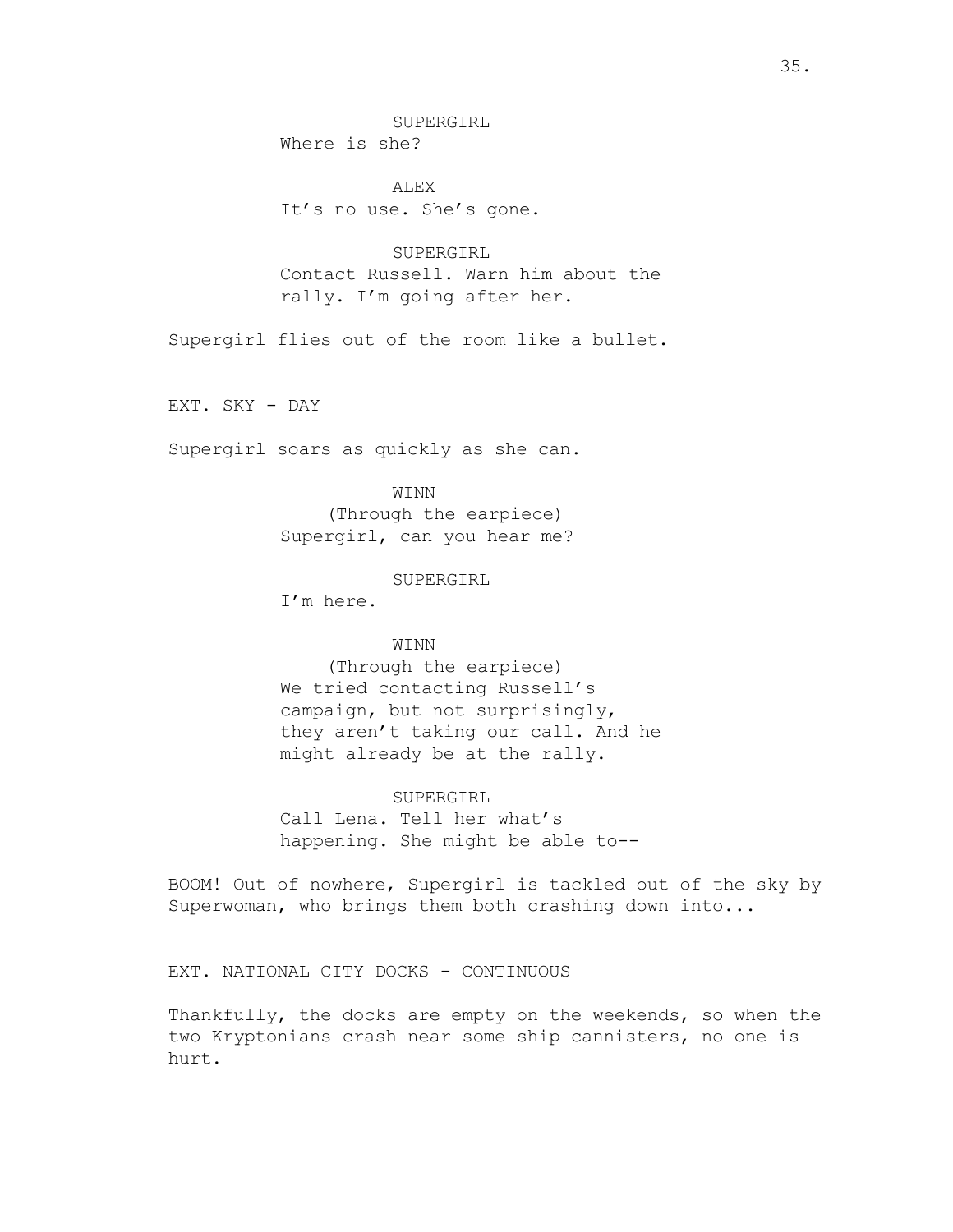SUPERGIRL
Where is she?

ALEX
It's no use. She's gone.

SUPERGIRL
Contact Russell. Warn him about the rally. I'm going after her.

Supergirl flies out of the room like a bullet.

EXT. SKY - DAY

Supergirl soars as quickly as she can.

WINN
(Through the earpiece)
Supergirl, can you hear me?

SUPERGIRL
I'm here.

WINN
(Through the earpiece)
We tried contacting Russell's campaign, but not surprisingly, they aren't taking our call. And he might already be at the rally.

SUPERGIRL
Call Lena. Tell her what's happening. She might be able to--

BOOM! Out of nowhere, Supergirl is tackled out of the sky by Superwoman, who brings them both crashing down into...

EXT. NATIONAL CITY DOCKS - CONTINUOUS

Thankfully, the docks are empty on the weekends, so when the two Kryptonians crash near some ship cannisters, no one is hurt.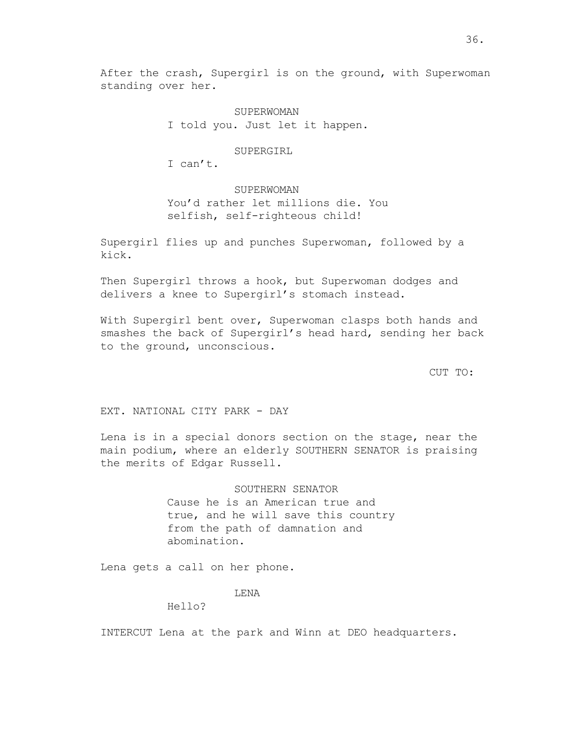After the crash, Supergirl is on the ground, with Superwoman standing over her.

SUPERWOMAN
I told you. Just let it happen.

SUPERGIRL
I can't.

SUPERWOMAN
You'd rather let millions die. You selfish, self-righteous child!

Supergirl flies up and punches Superwoman, followed by a kick.

Then Supergirl throws a hook, but Superwoman dodges and delivers a knee to Supergirl's stomach instead.

With Supergirl bent over, Superwoman clasps both hands and smashes the back of Supergirl's head hard, sending her back to the ground, unconscious.

CUT TO:

EXT. NATIONAL CITY PARK - DAY

Lena is in a special donors section on the stage, near the main podium, where an elderly SOUTHERN SENATOR is praising the merits of Edgar Russell.

SOUTHERN SENATOR
Cause he is an American true and true, and he will save this country from the path of damnation and abomination.

Lena gets a call on her phone.

LENA
Hello?

INTERCUT Lena at the park and Winn at DEO headquarters.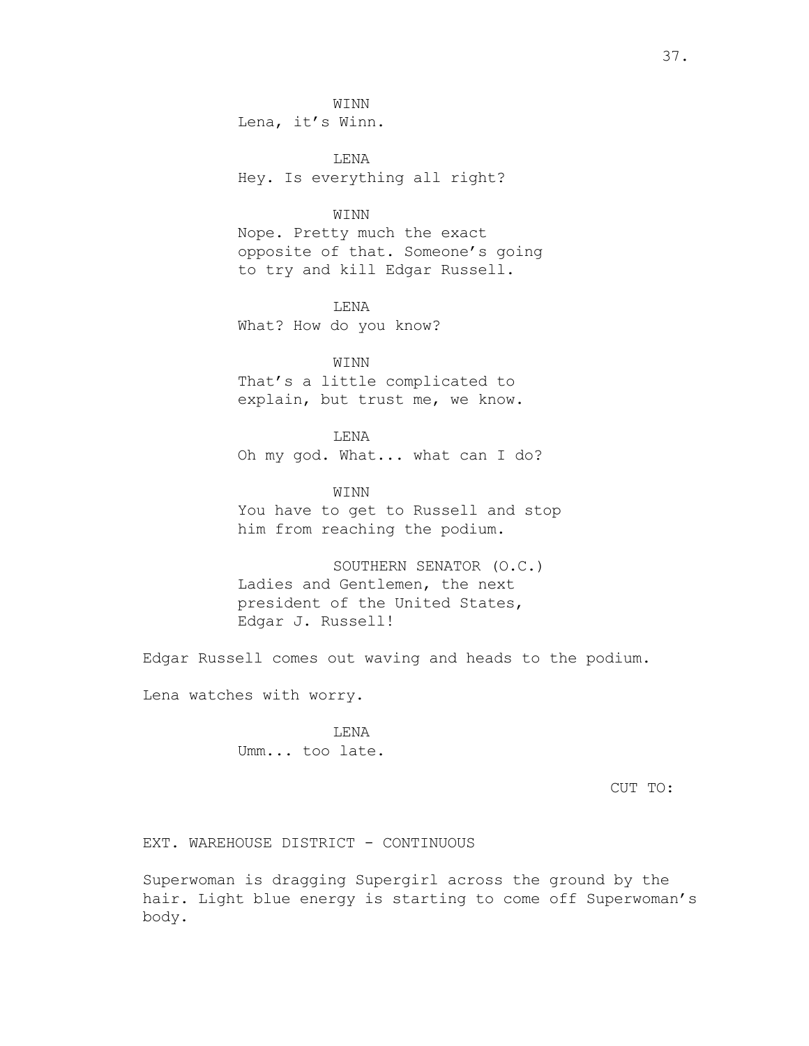WINN
Lena, it's Winn.

LENA
Hey. Is everything all right?

WINN
Nope. Pretty much the exact opposite of that. Someone's going to try and kill Edgar Russell.

LENA
What? How do you know?

WINN
That's a little complicated to explain, but trust me, we know.

LENA
Oh my god. What... what can I do?

WINN
You have to get to Russell and stop him from reaching the podium.

SOUTHERN SENATOR (O.C.)
Ladies and Gentlemen, the next president of the United States, Edgar J. Russell!

Edgar Russell comes out waving and heads to the podium.

Lena watches with worry.

LENA
Umm... too late.

CUT TO:

EXT. WAREHOUSE DISTRICT - CONTINUOUS

Superwoman is dragging Supergirl across the ground by the hair. Light blue energy is starting to come off Superwoman's body.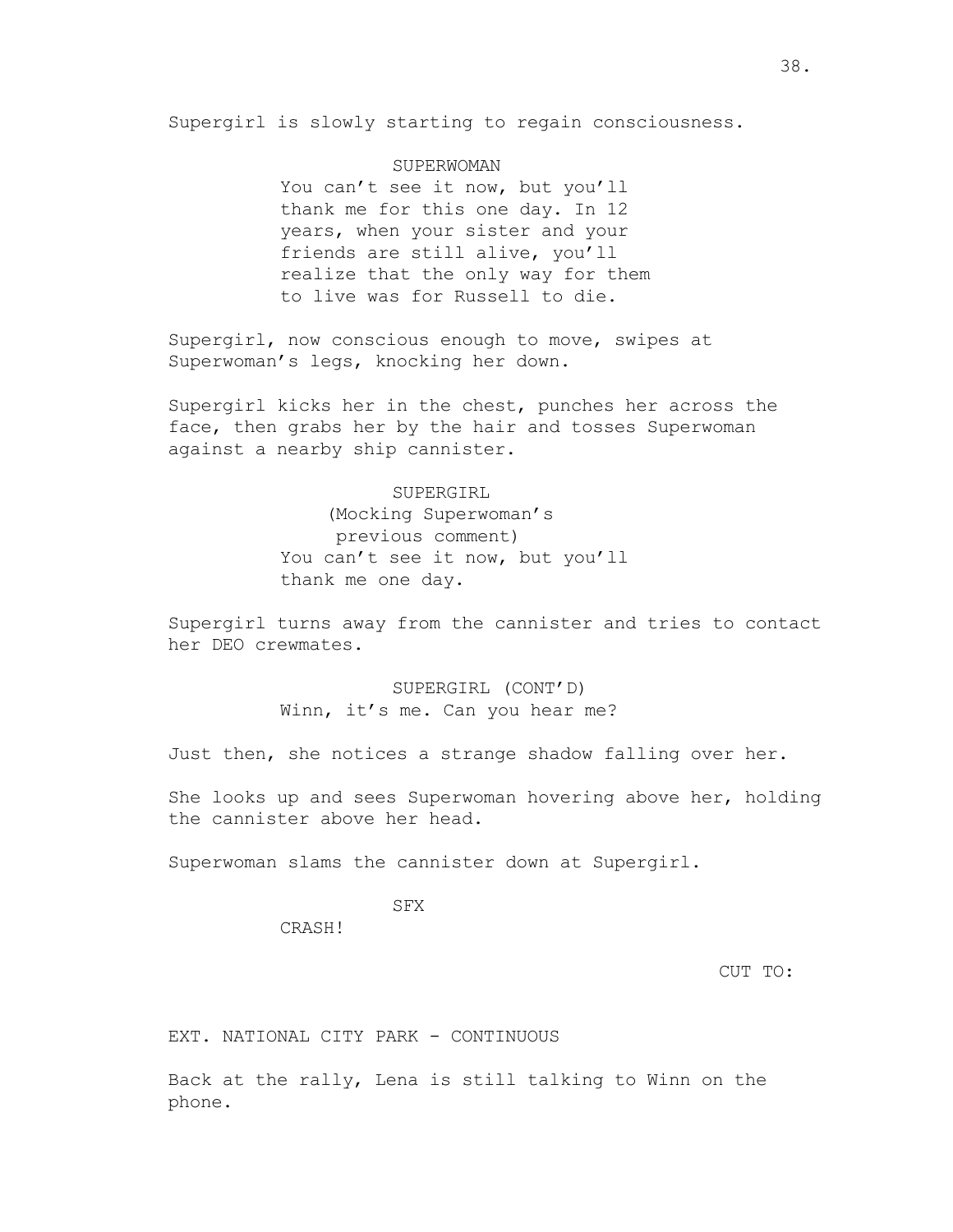Supergirl is slowly starting to regain consciousness.

SUPERWOMAN
You can't see it now, but you'll thank me for this one day. In 12 years, when your sister and your friends are still alive, you'll realize that the only way for them to live was for Russell to die.

Supergirl, now conscious enough to move, swipes at Superwoman's legs, knocking her down.

Supergirl kicks her in the chest, punches her across the face, then grabs her by the hair and tosses Superwoman against a nearby ship cannister.

SUPERGIRL
(Mocking Superwoman's previous comment)
You can't see it now, but you'll thank me one day.

Supergirl turns away from the cannister and tries to contact her DEO crewmates.

SUPERGIRL (CONT'D)
Winn, it's me. Can you hear me?

Just then, she notices a strange shadow falling over her.

She looks up and sees Superwoman hovering above her, holding the cannister above her head.

Superwoman slams the cannister down at Supergirl.

SFX
CRASH!

CUT TO:

EXT. NATIONAL CITY PARK - CONTINUOUS

Back at the rally, Lena is still talking to Winn on the phone.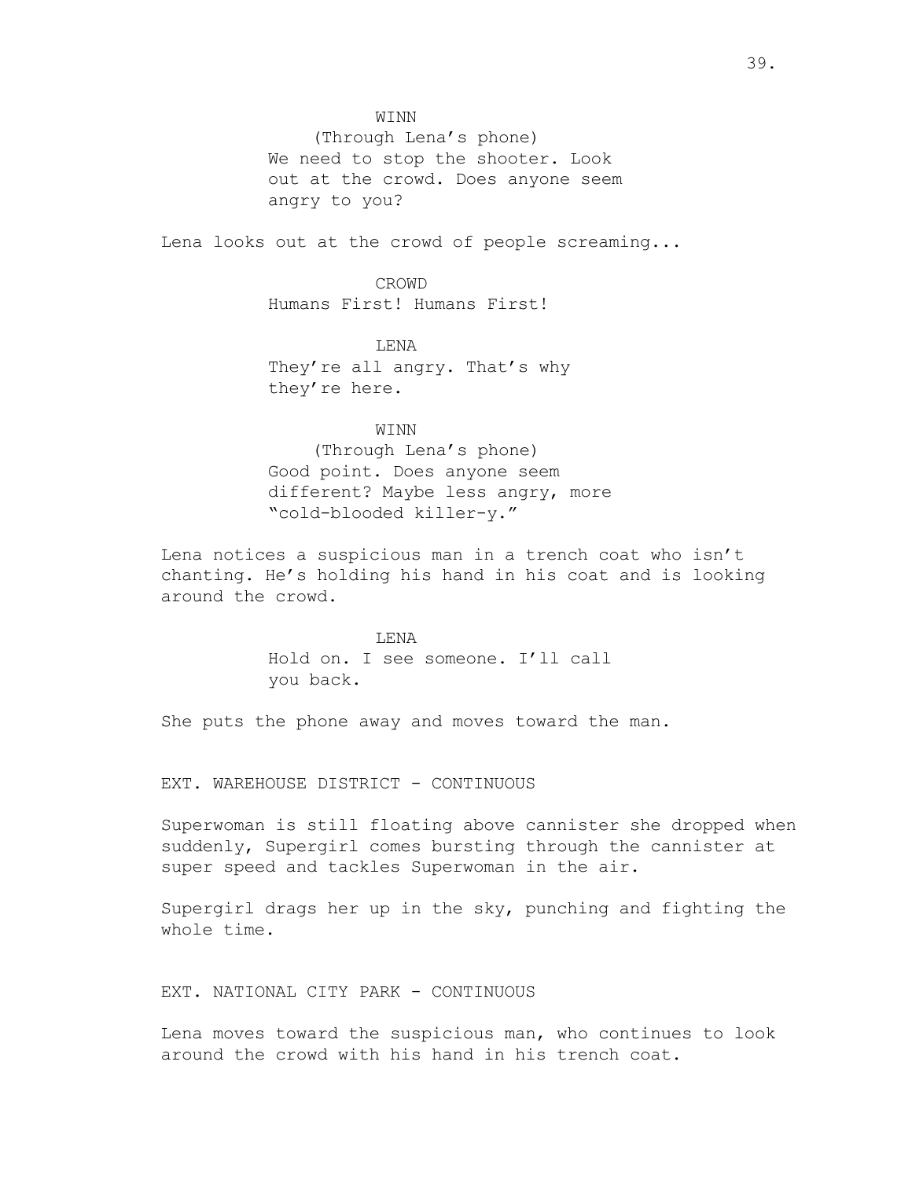WINN
(Through Lena's phone)
We need to stop the shooter. Look out at the crowd. Does anyone seem angry to you?

Lena looks out at the crowd of people screaming...

CROWD
Humans First! Humans First!

LENA
They're all angry. That's why they're here.

WINN
(Through Lena's phone)
Good point. Does anyone seem different? Maybe less angry, more "cold-blooded killer-y."

Lena notices a suspicious man in a trench coat who isn't chanting. He's holding his hand in his coat and is looking around the crowd.

LENA
Hold on. I see someone. I'll call you back.

She puts the phone away and moves toward the man.

EXT. WAREHOUSE DISTRICT - CONTINUOUS

Superwoman is still floating above cannister she dropped when suddenly, Supergirl comes bursting through the cannister at super speed and tackles Superwoman in the air.

Supergirl drags her up in the sky, punching and fighting the whole time.

EXT. NATIONAL CITY PARK - CONTINUOUS

Lena moves toward the suspicious man, who continues to look around the crowd with his hand in his trench coat.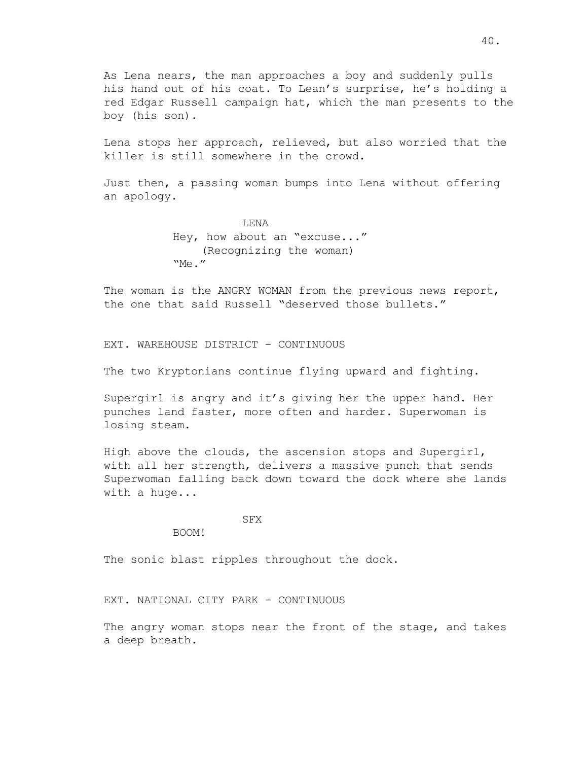As Lena nears, the man approaches a boy and suddenly pulls his hand out of his coat. To Lean's surprise, he's holding a red Edgar Russell campaign hat, which the man presents to the boy (his son).

Lena stops her approach, relieved, but also worried that the killer is still somewhere in the crowd.

Just then, a passing woman bumps into Lena without offering an apology.

LENA
Hey, how about an "excuse..."
(Recognizing the woman)
"Me."

The woman is the ANGRY WOMAN from the previous news report, the one that said Russell "deserved those bullets."

EXT. WAREHOUSE DISTRICT - CONTINUOUS

The two Kryptonians continue flying upward and fighting.

Supergirl is angry and it's giving her the upper hand. Her punches land faster, more often and harder. Superwoman is losing steam.

High above the clouds, the ascension stops and Supergirl, with all her strength, delivers a massive punch that sends Superwoman falling back down toward the dock where she lands with a huge...

SFX
BOOM!

The sonic blast ripples throughout the dock.

EXT. NATIONAL CITY PARK - CONTINUOUS

The angry woman stops near the front of the stage, and takes a deep breath.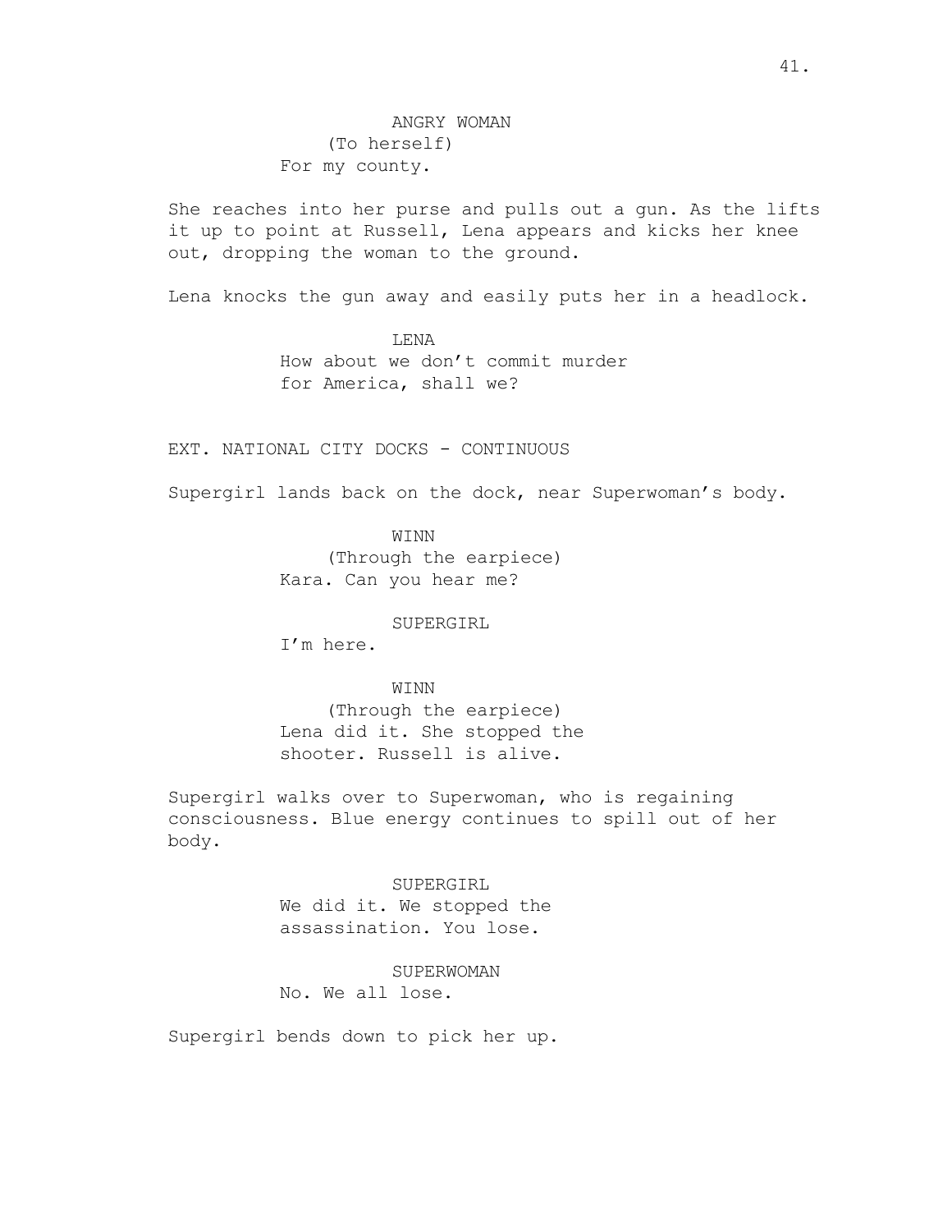ANGRY WOMAN
(To herself)
For my county.

She reaches into her purse and pulls out a gun. As the lifts it up to point at Russell, Lena appears and kicks her knee out, dropping the woman to the ground.

Lena knocks the gun away and easily puts her in a headlock.

LENA
How about we don't commit murder for America, shall we?

EXT. NATIONAL CITY DOCKS - CONTINUOUS

Supergirl lands back on the dock, near Superwoman's body.

WINN
(Through the earpiece)
Kara. Can you hear me?

SUPERGIRL
I'm here.

WINN
(Through the earpiece)
Lena did it. She stopped the shooter. Russell is alive.

Supergirl walks over to Superwoman, who is regaining consciousness. Blue energy continues to spill out of her body.

SUPERGIRL
We did it. We stopped the assassination. You lose.

SUPERWOMAN
No. We all lose.

Supergirl bends down to pick her up.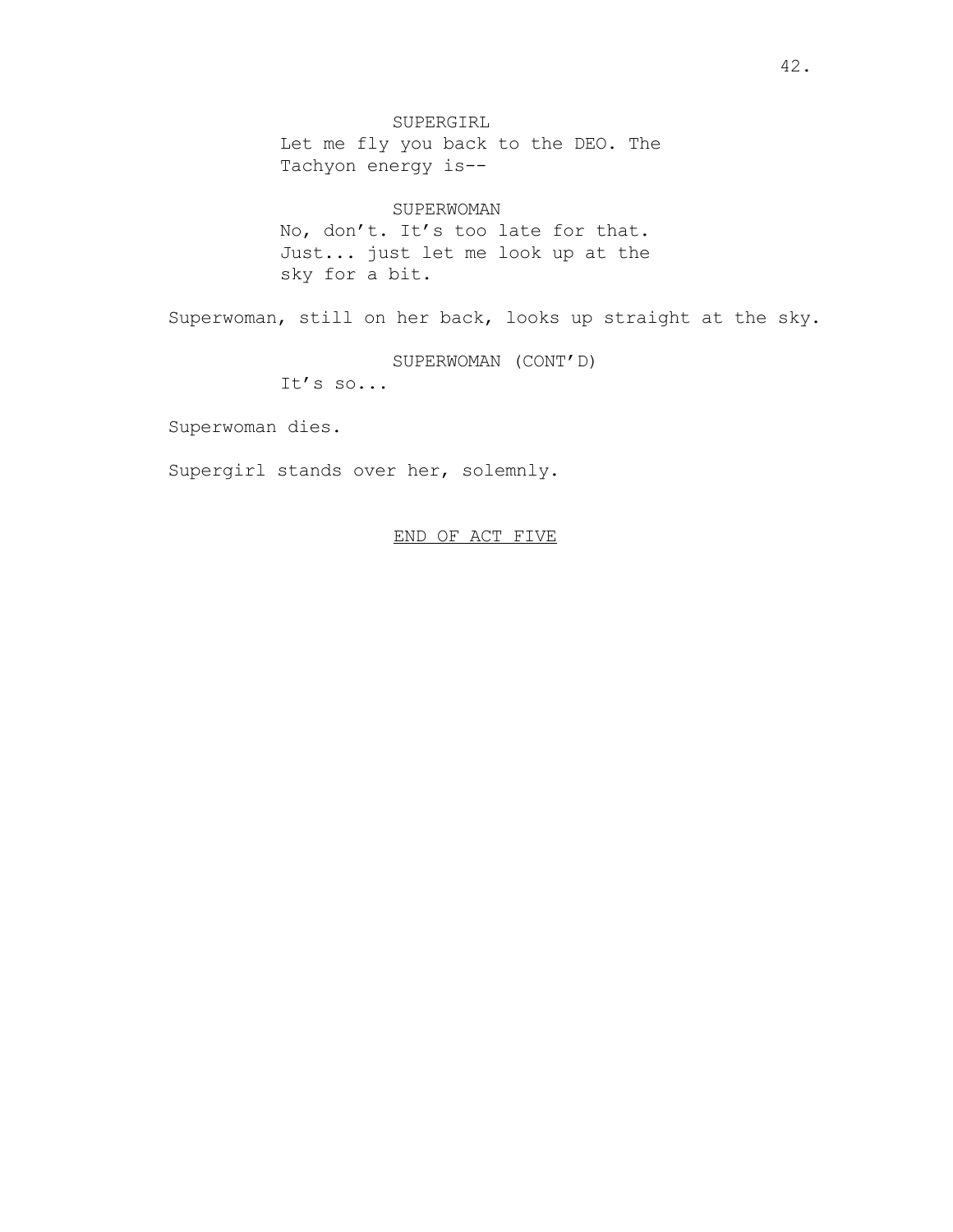SUPERGIRL
Let me fly you back to the DEO. The Tachyon energy is--

SUPERWOMAN
No, don't. It's too late for that. Just... just let me look up at the sky for a bit.

Superwoman, still on her back, looks up straight at the sky.

SUPERWOMAN (CONT'D)
It's so...

Superwoman dies.

Supergirl stands over her, solemnly.

END OF ACT FIVE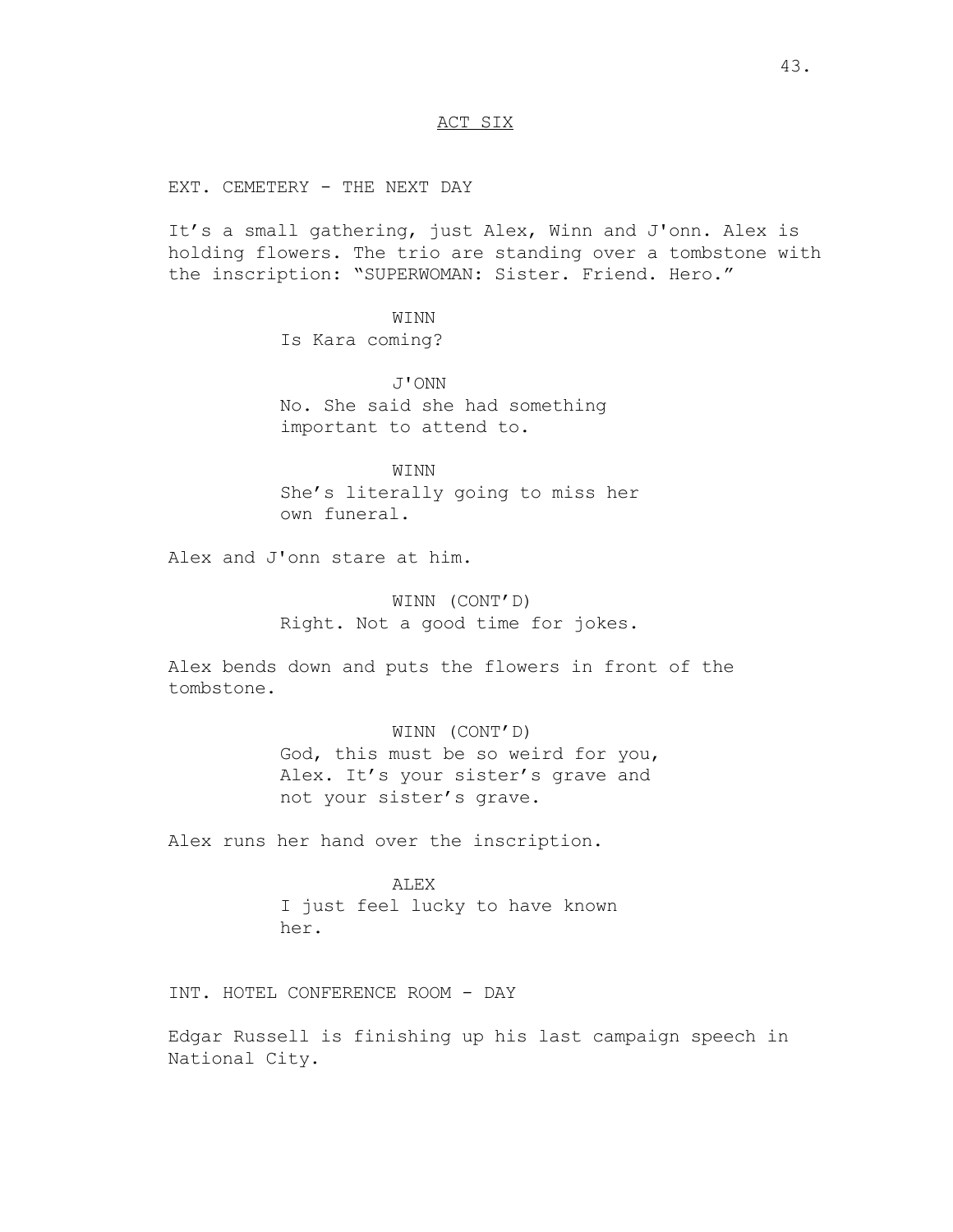ACT SIX

EXT. CEMETERY - THE NEXT DAY

It's a small gathering, just Alex, Winn and J'onn. Alex is holding flowers. The trio are standing over a tombstone with the inscription: "SUPERWOMAN: Sister. Friend. Hero."

WINN
Is Kara coming?

J'ONN
No. She said she had something important to attend to.

WINN
She's literally going to miss her own funeral.

Alex and J'onn stare at him.

WINN (CONT'D)
Right. Not a good time for jokes.

Alex bends down and puts the flowers in front of the tombstone.

WINN (CONT'D)
God, this must be so weird for you, Alex. It's your sister's grave and not your sister's grave.

Alex runs her hand over the inscription.

ALEX
I just feel lucky to have known her.

INT. HOTEL CONFERENCE ROOM - DAY

Edgar Russell is finishing up his last campaign speech in National City.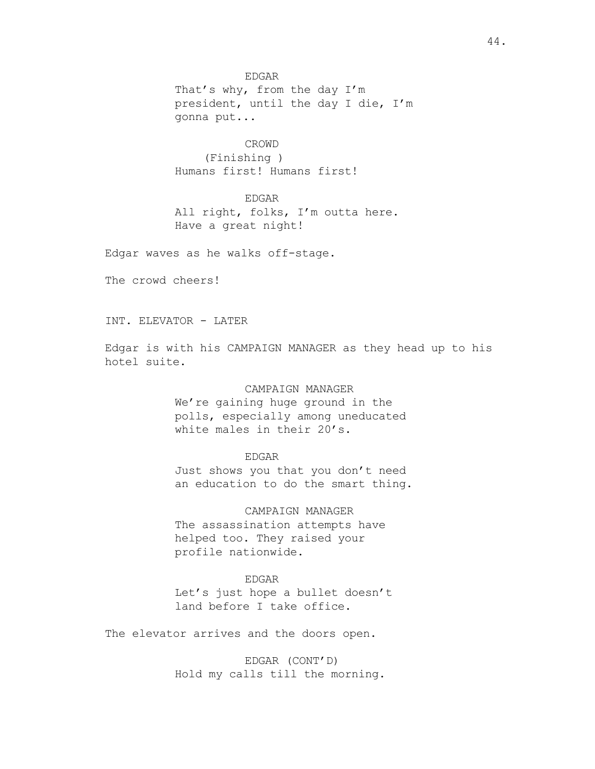EDGAR
That's why, from the day I'm president, until the day I die, I'm gonna put...

CROWD
(Finishing )
Humans first! Humans first!

EDGAR
All right, folks, I'm outta here. Have a great night!

Edgar waves as he walks off-stage.

The crowd cheers!

INT. ELEVATOR - LATER

Edgar is with his CAMPAIGN MANAGER as they head up to his hotel suite.

CAMPAIGN MANAGER
We're gaining huge ground in the polls, especially among uneducated white males in their 20's.

EDGAR
Just shows you that you don't need an education to do the smart thing.

CAMPAIGN MANAGER
The assassination attempts have helped too. They raised your profile nationwide.

EDGAR
Let's just hope a bullet doesn't land before I take office.

The elevator arrives and the doors open.

EDGAR (CONT'D)
Hold my calls till the morning.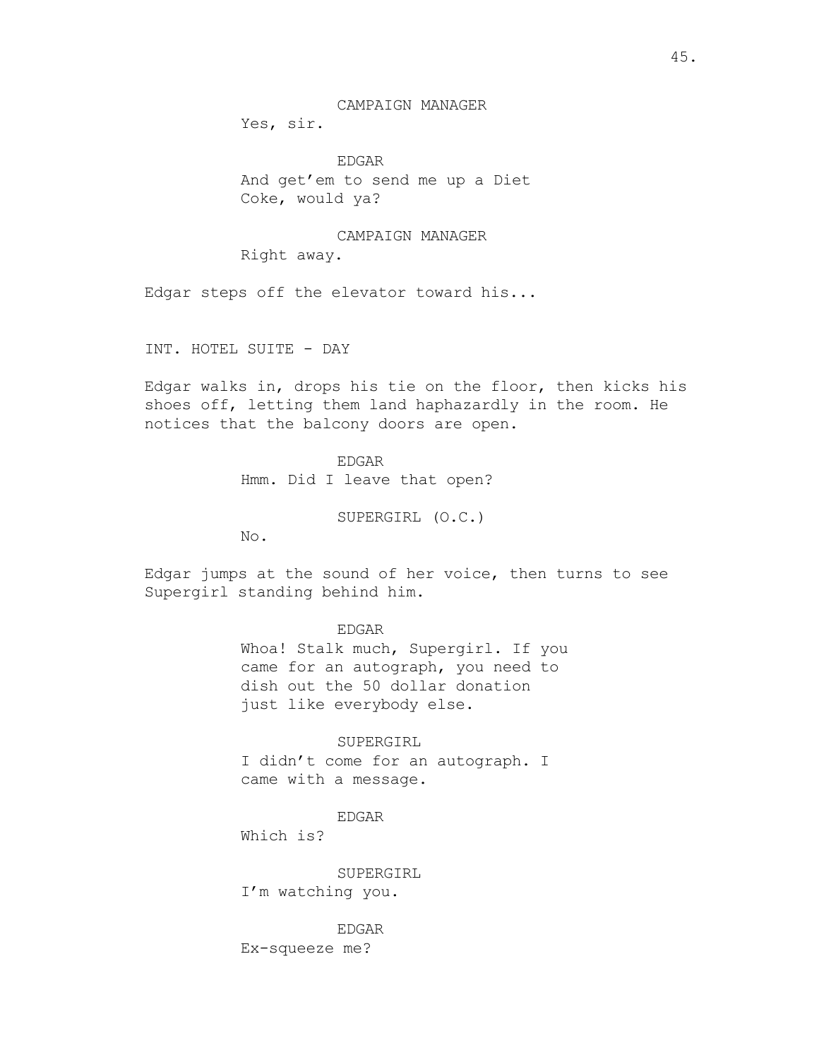CAMPAIGN MANAGER
Yes, sir.

EDGAR
And get'em to send me up a Diet Coke, would ya?

CAMPAIGN MANAGER
Right away.

Edgar steps off the elevator toward his...

INT. HOTEL SUITE - DAY

Edgar walks in, drops his tie on the floor, then kicks his shoes off, letting them land haphazardly in the room. He notices that the balcony doors are open.

EDGAR
Hmm. Did I leave that open?

SUPERGIRL (O.C.)
No.

Edgar jumps at the sound of her voice, then turns to see Supergirl standing behind him.

EDGAR
Whoa! Stalk much, Supergirl. If you came for an autograph, you need to dish out the 50 dollar donation just like everybody else.

SUPERGIRL
I didn't come for an autograph. I came with a message.

EDGAR
Which is?

SUPERGIRL
I'm watching you.

EDGAR
Ex-squeeze me?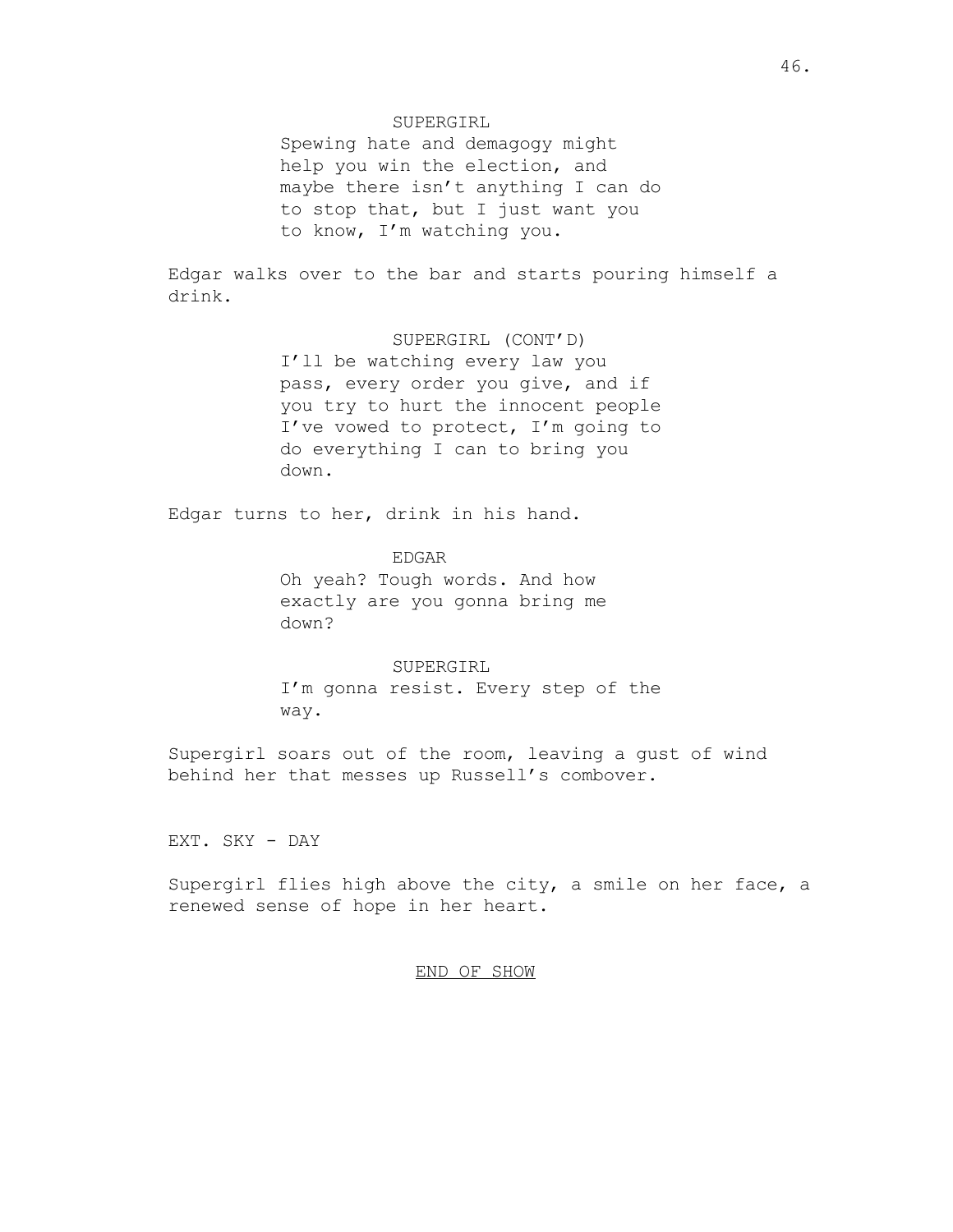SUPERGIRL

Spewing hate and demagogy might help you win the election, and maybe there isn't anything I can do to stop that, but I just want you to know, I'm watching you.

Edgar walks over to the bar and starts pouring himself a drink.

SUPERGIRL (CONT'D)

I'll be watching every law you pass, every order you give, and if you try to hurt the innocent people I've vowed to protect, I'm going to do everything I can to bring you down.

Edgar turns to her, drink in his hand.

EDGAR

Oh yeah? Tough words. And how exactly are you gonna bring me down?

SUPERGIRL

I'm gonna resist. Every step of the way.

Supergirl soars out of the room, leaving a gust of wind behind her that messes up Russell's combover.

EXT. SKY - DAY

Supergirl flies high above the city, a smile on her face, a renewed sense of hope in her heart.

END OF SHOW